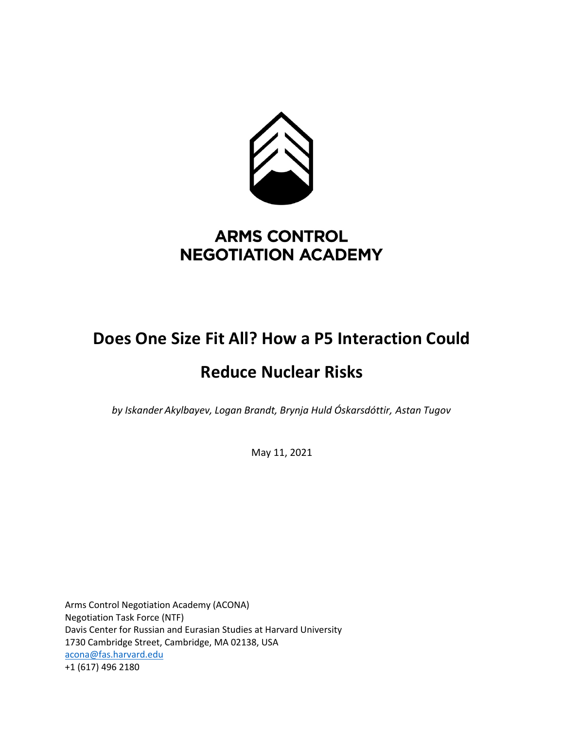**ARMS CONTROL NEGOTIATION ACADEMY**

# Does One Size Fit All? How a P5 Interaction Could Reduce Nuclear Risks

*by Iskander Akylbayev, Logan Brandt, Brynja Huld Óskarsdóttir, Astan Tugov*

May 11, 2021

Arms Control Negotiation Academy (ACONA)
Negotiation Task Force (NTF)
Davis Center for Russian and Eurasian Studies at Harvard University
1730 Cambridge Street, Cambridge, MA 02138, USA
acona@fas.harvard.edu
+1 (617) 496 2180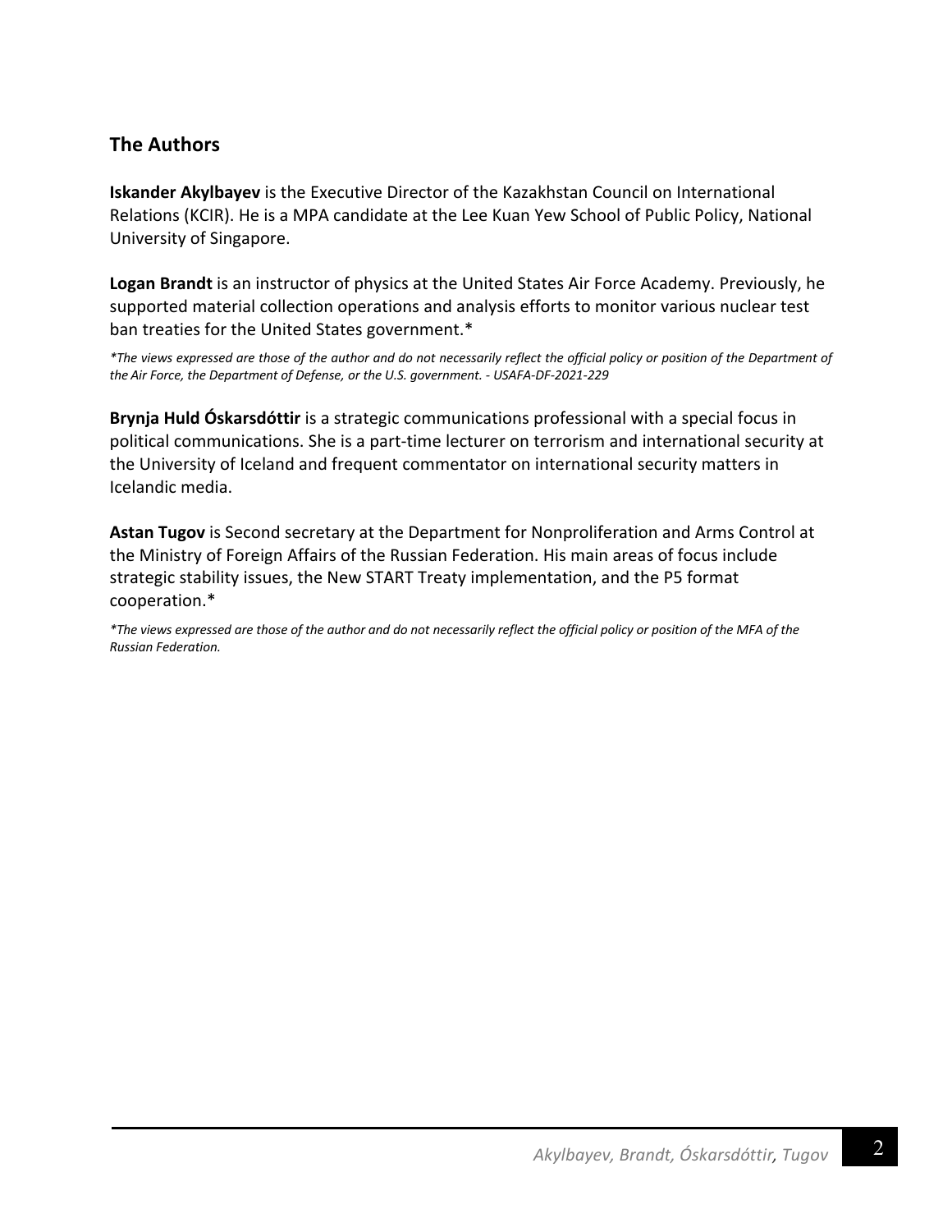## The Authors

**Iskander Akylbayev** is the Executive Director of the Kazakhstan Council on International Relations (KCIR). He is a MPA candidate at the Lee Kuan Yew School of Public Policy, National University of Singapore.

**Logan Brandt** is an instructor of physics at the United States Air Force Academy. Previously, he supported material collection operations and analysis efforts to monitor various nuclear test ban treaties for the United States government.*

*\*The views expressed are those of the author and do not necessarily reflect the official policy or position of the Department of the Air Force, the Department of Defense, or the U.S. government. - USAFA-DF-2021-229*

**Brynja Huld Óskarsdóttir** is a strategic communications professional with a special focus in political communications. She is a part-time lecturer on terrorism and international security at the University of Iceland and frequent commentator on international security matters in Icelandic media.

**Astan Tugov** is Second secretary at the Department for Nonproliferation and Arms Control at the Ministry of Foreign Affairs of the Russian Federation. His main areas of focus include strategic stability issues, the New START Treaty implementation, and the P5 format cooperation.*

*\*The views expressed are those of the author and do not necessarily reflect the official policy or position of the MFA of the Russian Federation.*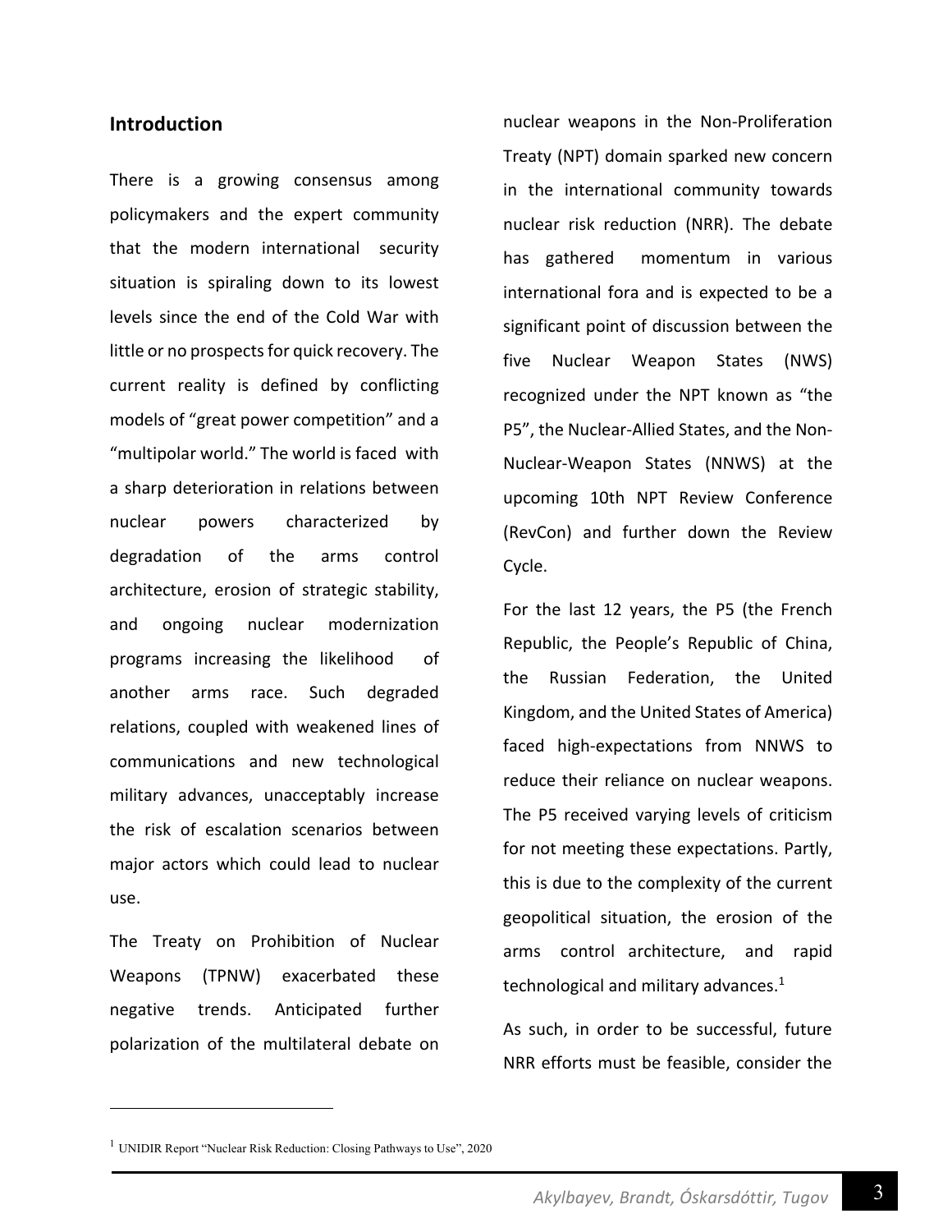## Introduction

There is a growing consensus among policymakers and the expert community that the modern international security situation is spiraling down to its lowest levels since the end of the Cold War with little or no prospects for quick recovery. The current reality is defined by conflicting models of "great power competition" and a "multipolar world." The world is faced with a sharp deterioration in relations between nuclear powers characterized by degradation of the arms control architecture, erosion of strategic stability, and ongoing nuclear modernization programs increasing the likelihood of another arms race. Such degraded relations, coupled with weakened lines of communications and new technological military advances, unacceptably increase the risk of escalation scenarios between major actors which could lead to nuclear use.

The Treaty on Prohibition of Nuclear Weapons (TPNW) exacerbated these negative trends. Anticipated further polarization of the multilateral debate on nuclear weapons in the Non-Proliferation Treaty (NPT) domain sparked new concern in the international community towards nuclear risk reduction (NRR). The debate has gathered momentum in various international fora and is expected to be a significant point of discussion between the five Nuclear Weapon States (NWS) recognized under the NPT known as "the P5", the Nuclear-Allied States, and the Non-Nuclear-Weapon States (NNWS) at the upcoming 10th NPT Review Conference (RevCon) and further down the Review Cycle.

For the last 12 years, the P5 (the French Republic, the People's Republic of China, the Russian Federation, the United Kingdom, and the United States of America) faced high-expectations from NNWS to reduce their reliance on nuclear weapons. The P5 received varying levels of criticism for not meeting these expectations. Partly, this is due to the complexity of the current geopolitical situation, the erosion of the arms control architecture, and rapid technological and military advances.[1]

As such, in order to be successful, future NRR efforts must be feasible, consider the

---

[1] UNIDIR Report "Nuclear Risk Reduction: Closing Pathways to Use", 2020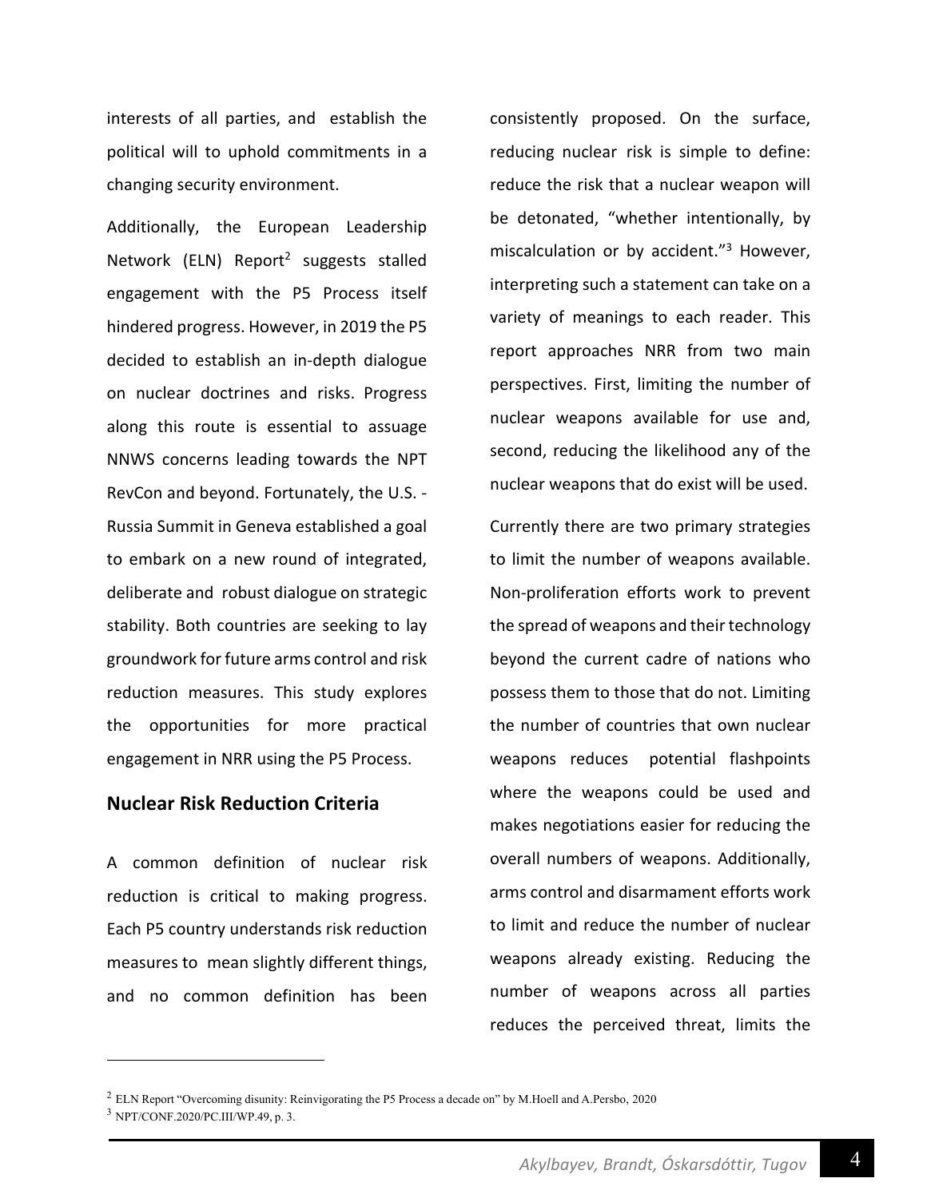interests of all parties, and establish the political will to uphold commitments in a changing security environment.

Additionally, the European Leadership Network (ELN) Report[2] suggests stalled engagement with the P5 Process itself hindered progress. However, in 2019 the P5 decided to establish an in-depth dialogue on nuclear doctrines and risks. Progress along this route is essential to assuage NNWS concerns leading towards the NPT RevCon and beyond. Fortunately, the U.S. - Russia Summit in Geneva established a goal to embark on a new round of integrated, deliberate and robust dialogue on strategic stability. Both countries are seeking to lay groundwork for future arms control and risk reduction measures. This study explores the opportunities for more practical engagement in NRR using the P5 Process.

## Nuclear Risk Reduction Criteria

A common definition of nuclear risk reduction is critical to making progress. Each P5 country understands risk reduction measures to mean slightly different things, and no common definition has been consistently proposed. On the surface, reducing nuclear risk is simple to define: reduce the risk that a nuclear weapon will be detonated, "whether intentionally, by miscalculation or by accident."[3] However, interpreting such a statement can take on a variety of meanings to each reader. This report approaches NRR from two main perspectives. First, limiting the number of nuclear weapons available for use and, second, reducing the likelihood any of the nuclear weapons that do exist will be used.

Currently there are two primary strategies to limit the number of weapons available. Non-proliferation efforts work to prevent the spread of weapons and their technology beyond the current cadre of nations who possess them to those that do not. Limiting the number of countries that own nuclear weapons reduces potential flashpoints where the weapons could be used and makes negotiations easier for reducing the overall numbers of weapons. Additionally, arms control and disarmament efforts work to limit and reduce the number of nuclear weapons already existing. Reducing the number of weapons across all parties reduces the perceived threat, limits the

---

[2] ELN Report "Overcoming disunity: Reinvigorating the P5 Process a decade on" by M.Hoell and A.Persbo, 2020

[3] NPT/CONF.2020/PC.III/WP.49, p. 3.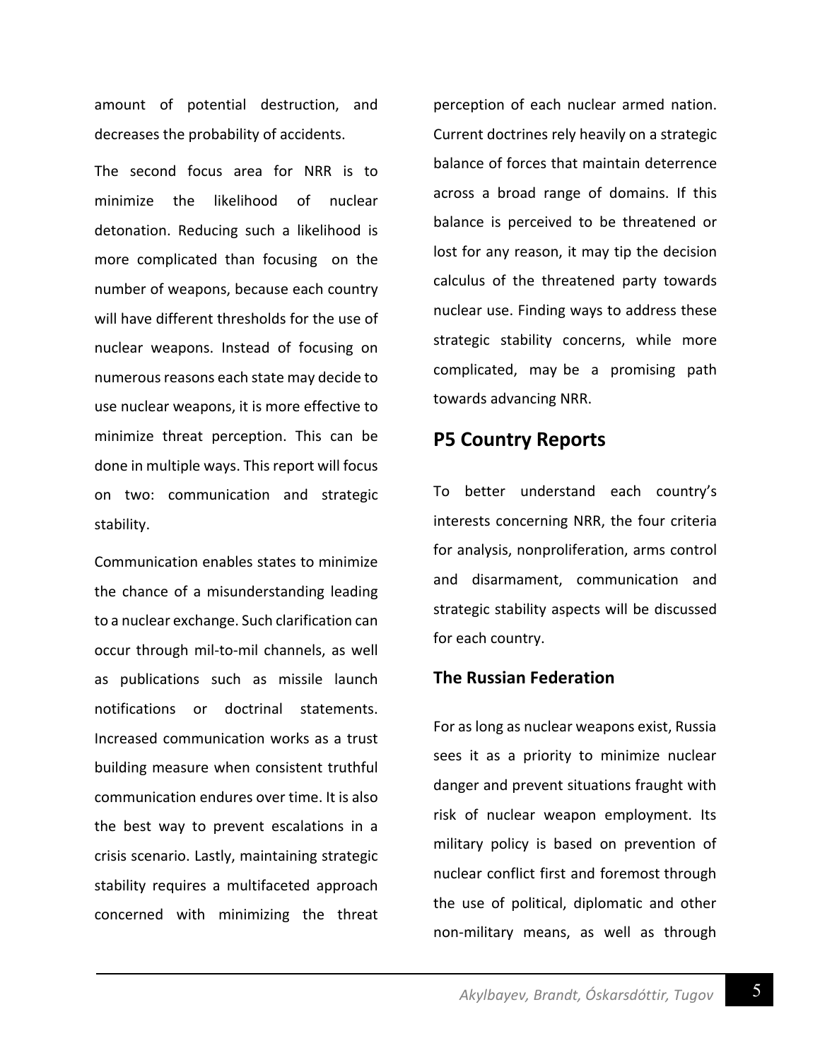amount of potential destruction, and decreases the probability of accidents.

The second focus area for NRR is to minimize the likelihood of nuclear detonation. Reducing such a likelihood is more complicated than focusing on the number of weapons, because each country will have different thresholds for the use of nuclear weapons. Instead of focusing on numerous reasons each state may decide to use nuclear weapons, it is more effective to minimize threat perception. This can be done in multiple ways. This report will focus on two: communication and strategic stability.

Communication enables states to minimize the chance of a misunderstanding leading to a nuclear exchange. Such clarification can occur through mil-to-mil channels, as well as publications such as missile launch notifications or doctrinal statements. Increased communication works as a trust building measure when consistent truthful communication endures over time. It is also the best way to prevent escalations in a crisis scenario. Lastly, maintaining strategic stability requires a multifaceted approach concerned with minimizing the threat perception of each nuclear armed nation. Current doctrines rely heavily on a strategic balance of forces that maintain deterrence across a broad range of domains. If this balance is perceived to be threatened or lost for any reason, it may tip the decision calculus of the threatened party towards nuclear use. Finding ways to address these strategic stability concerns, while more complicated, may be a promising path towards advancing NRR.

## P5 Country Reports

To better understand each country's interests concerning NRR, the four criteria for analysis, nonproliferation, arms control and disarmament, communication and strategic stability aspects will be discussed for each country.

### The Russian Federation

For as long as nuclear weapons exist, Russia sees it as a priority to minimize nuclear danger and prevent situations fraught with risk of nuclear weapon employment. Its military policy is based on prevention of nuclear conflict first and foremost through the use of political, diplomatic and other non-military means, as well as through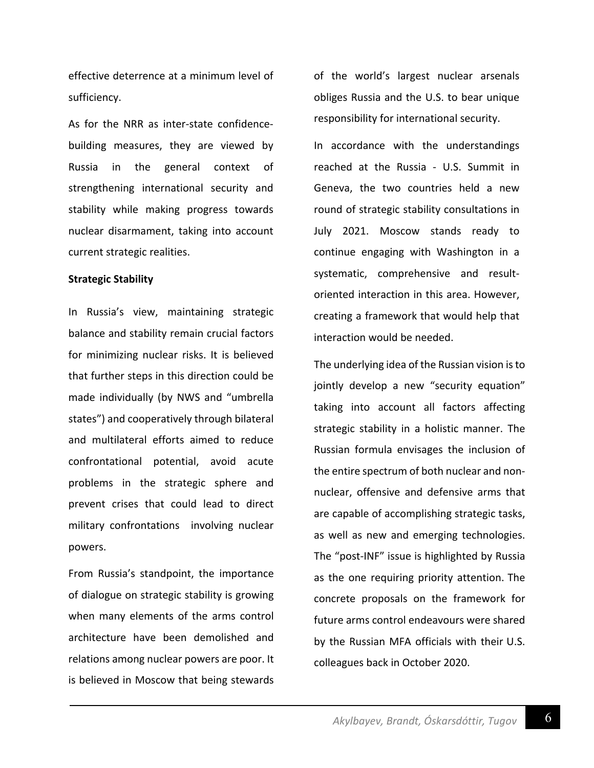effective deterrence at a minimum level of sufficiency.

As for the NRR as inter-state confidence-building measures, they are viewed by Russia in the general context of strengthening international security and stability while making progress towards nuclear disarmament, taking into account current strategic realities.

**Strategic Stability**

In Russia's view, maintaining strategic balance and stability remain crucial factors for minimizing nuclear risks. It is believed that further steps in this direction could be made individually (by NWS and "umbrella states") and cooperatively through bilateral and multilateral efforts aimed to reduce confrontational potential, avoid acute problems in the strategic sphere and prevent crises that could lead to direct military confrontations involving nuclear powers.

From Russia's standpoint, the importance of dialogue on strategic stability is growing when many elements of the arms control architecture have been demolished and relations among nuclear powers are poor. It is believed in Moscow that being stewards of the world's largest nuclear arsenals obliges Russia and the U.S. to bear unique responsibility for international security.

In accordance with the understandings reached at the Russia - U.S. Summit in Geneva, the two countries held a new round of strategic stability consultations in July 2021. Moscow stands ready to continue engaging with Washington in a systematic, comprehensive and result-oriented interaction in this area. However, creating a framework that would help that interaction would be needed.

The underlying idea of the Russian vision is to jointly develop a new "security equation" taking into account all factors affecting strategic stability in a holistic manner. The Russian formula envisages the inclusion of the entire spectrum of both nuclear and non-nuclear, offensive and defensive arms that are capable of accomplishing strategic tasks, as well as new and emerging technologies. The "post-INF" issue is highlighted by Russia as the one requiring priority attention. The concrete proposals on the framework for future arms control endeavours were shared by the Russian MFA officials with their U.S. colleagues back in October 2020.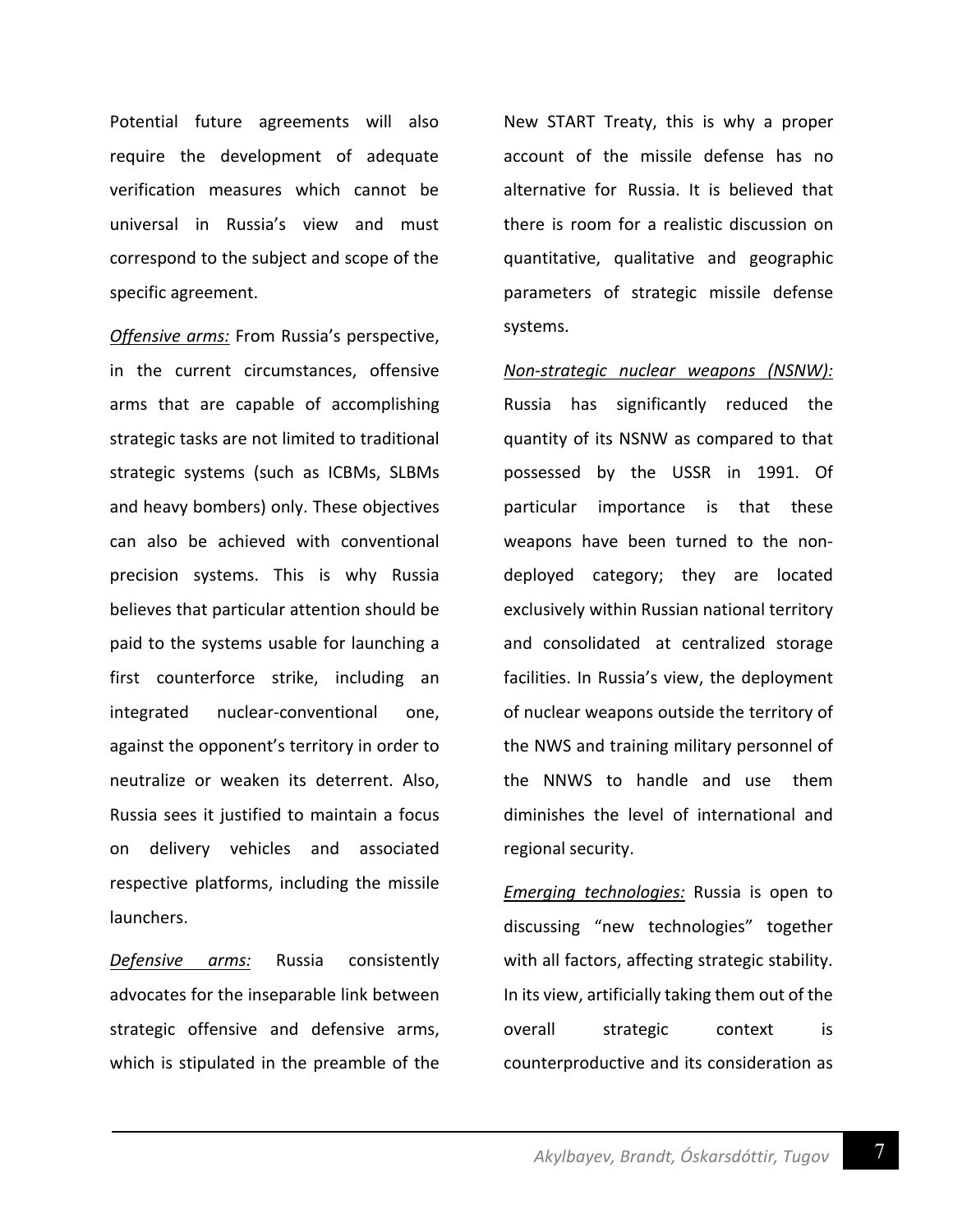Potential future agreements will also require the development of adequate verification measures which cannot be universal in Russia's view and must correspond to the subject and scope of the specific agreement.

*Offensive arms:* From Russia's perspective, in the current circumstances, offensive arms that are capable of accomplishing strategic tasks are not limited to traditional strategic systems (such as ICBMs, SLBMs and heavy bombers) only. These objectives can also be achieved with conventional precision systems. This is why Russia believes that particular attention should be paid to the systems usable for launching a first counterforce strike, including an integrated nuclear-conventional one, against the opponent's territory in order to neutralize or weaken its deterrent. Also, Russia sees it justified to maintain a focus on delivery vehicles and associated respective platforms, including the missile launchers.

*Defensive arms:* Russia consistently advocates for the inseparable link between strategic offensive and defensive arms, which is stipulated in the preamble of the New START Treaty, this is why a proper account of the missile defense has no alternative for Russia. It is believed that there is room for a realistic discussion on quantitative, qualitative and geographic parameters of strategic missile defense systems.

*Non-strategic nuclear weapons (NSNW):* Russia has significantly reduced the quantity of its NSNW as compared to that possessed by the USSR in 1991. Of particular importance is that these weapons have been turned to the non-deployed category; they are located exclusively within Russian national territory and consolidated at centralized storage facilities. In Russia's view, the deployment of nuclear weapons outside the territory of the NWS and training military personnel of the NNWS to handle and use them diminishes the level of international and regional security.

*Emerging technologies:* Russia is open to discussing "new technologies" together with all factors, affecting strategic stability. In its view, artificially taking them out of the overall strategic context is counterproductive and its consideration as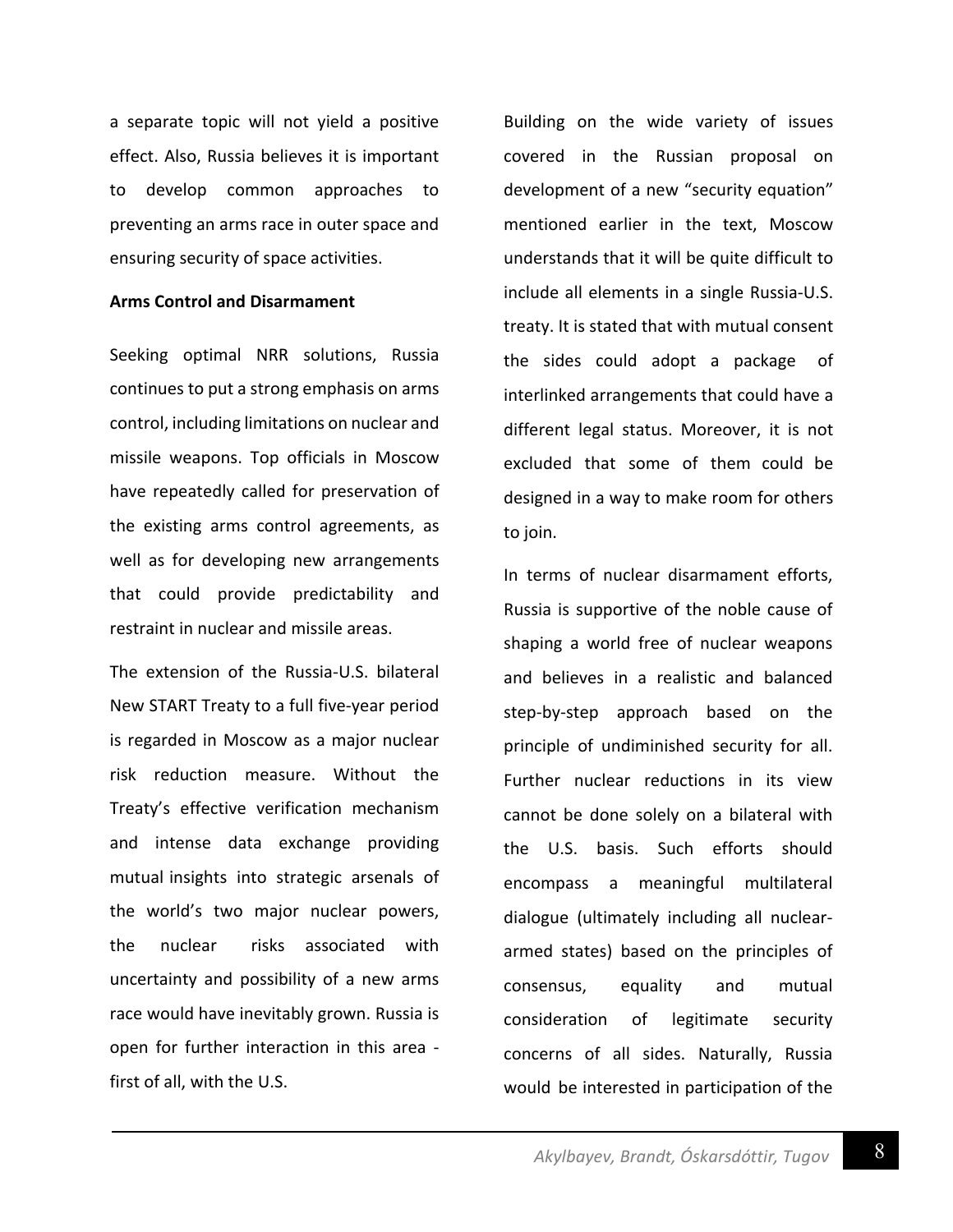a separate topic will not yield a positive effect. Also, Russia believes it is important to develop common approaches to preventing an arms race in outer space and ensuring security of space activities.

**Arms Control and Disarmament**

Seeking optimal NRR solutions, Russia continues to put a strong emphasis on arms control, including limitations on nuclear and missile weapons. Top officials in Moscow have repeatedly called for preservation of the existing arms control agreements, as well as for developing new arrangements that could provide predictability and restraint in nuclear and missile areas.

The extension of the Russia-U.S. bilateral New START Treaty to a full five-year period is regarded in Moscow as a major nuclear risk reduction measure. Without the Treaty's effective verification mechanism and intense data exchange providing mutual insights into strategic arsenals of the world's two major nuclear powers, the nuclear risks associated with uncertainty and possibility of a new arms race would have inevitably grown. Russia is open for further interaction in this area - first of all, with the U.S.

Building on the wide variety of issues covered in the Russian proposal on development of a new "security equation" mentioned earlier in the text, Moscow understands that it will be quite difficult to include all elements in a single Russia-U.S. treaty. It is stated that with mutual consent the sides could adopt a package of interlinked arrangements that could have a different legal status. Moreover, it is not excluded that some of them could be designed in a way to make room for others to join.

In terms of nuclear disarmament efforts, Russia is supportive of the noble cause of shaping a world free of nuclear weapons and believes in a realistic and balanced step-by-step approach based on the principle of undiminished security for all. Further nuclear reductions in its view cannot be done solely on a bilateral with the U.S. basis. Such efforts should encompass a meaningful multilateral dialogue (ultimately including all nuclear-armed states) based on the principles of consensus, equality and mutual consideration of legitimate security concerns of all sides. Naturally, Russia would be interested in participation of the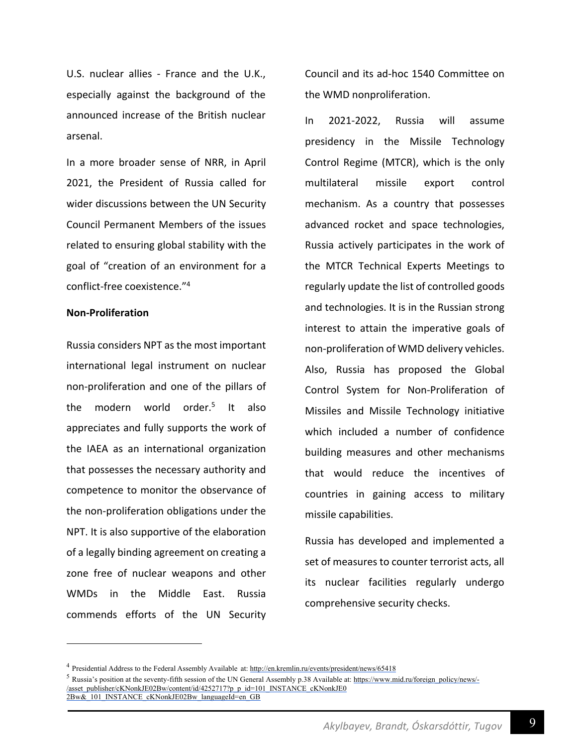U.S. nuclear allies - France and the U.K., especially against the background of the announced increase of the British nuclear arsenal.

In a more broader sense of NRR, in April 2021, the President of Russia called for wider discussions between the UN Security Council Permanent Members of the issues related to ensuring global stability with the goal of "creation of an environment for a conflict-free coexistence."[4]

**Non-Proliferation**

Russia considers NPT as the most important international legal instrument on nuclear non-proliferation and one of the pillars of the modern world order.[5] It also appreciates and fully supports the work of the IAEA as an international organization that possesses the necessary authority and competence to monitor the observance of the non-proliferation obligations under the NPT. It is also supportive of the elaboration of a legally binding agreement on creating a zone free of nuclear weapons and other WMDs in the Middle East. Russia commends efforts of the UN Security Council and its ad-hoc 1540 Committee on the WMD nonproliferation.

In 2021-2022, Russia will assume presidency in the Missile Technology Control Regime (MTCR), which is the only multilateral missile export control mechanism. As a country that possesses advanced rocket and space technologies, Russia actively participates in the work of the MTCR Technical Experts Meetings to regularly update the list of controlled goods and technologies. It is in the Russian strong interest to attain the imperative goals of non-proliferation of WMD delivery vehicles. Also, Russia has proposed the Global Control System for Non-Proliferation of Missiles and Missile Technology initiative which included a number of confidence building measures and other mechanisms that would reduce the incentives of countries in gaining access to military missile capabilities.

Russia has developed and implemented a set of measures to counter terrorist acts, all its nuclear facilities regularly undergo comprehensive security checks.

---

[4] Presidential Address to the Federal Assembly Available at: http://en.kremlin.ru/events/president/news/65418

[5] Russia's position at the seventy-fifth session of the UN General Assembly p.38 Available at: https://www.mid.ru/foreign_policy/news/-/asset_publisher/cKNonkJE02Bw/content/id/4252717?p_p_id=101_INSTANCE_cKNonkJE02Bw&_101_INSTANCE_cKNonkJE02Bw_languageId=en_GB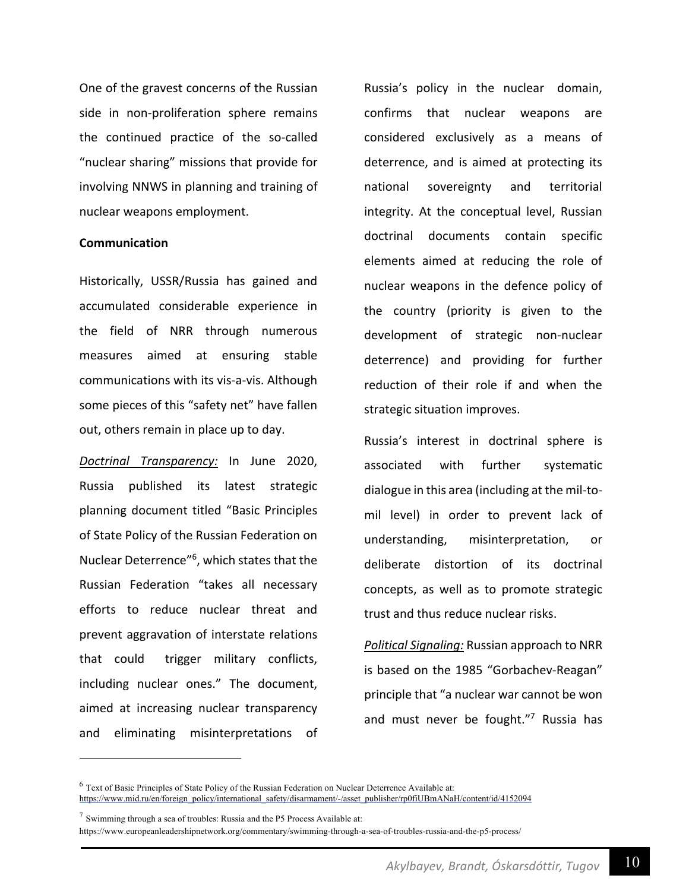One of the gravest concerns of the Russian side in non-proliferation sphere remains the continued practice of the so-called "nuclear sharing" missions that provide for involving NNWS in planning and training of nuclear weapons employment.

**Communication**

Historically, USSR/Russia has gained and accumulated considerable experience in the field of NRR through numerous measures aimed at ensuring stable communications with its vis-a-vis. Although some pieces of this "safety net" have fallen out, others remain in place up to day.

*Doctrinal Transparency:* In June 2020, Russia published its latest strategic planning document titled "Basic Principles of State Policy of the Russian Federation on Nuclear Deterrence"[6], which states that the Russian Federation "takes all necessary efforts to reduce nuclear threat and prevent aggravation of interstate relations that could trigger military conflicts, including nuclear ones." The document, aimed at increasing nuclear transparency and eliminating misinterpretations of Russia's policy in the nuclear domain, confirms that nuclear weapons are considered exclusively as a means of deterrence, and is aimed at protecting its national sovereignty and territorial integrity. At the conceptual level, Russian doctrinal documents contain specific elements aimed at reducing the role of nuclear weapons in the defence policy of the country (priority is given to the development of strategic non-nuclear deterrence) and providing for further reduction of their role if and when the strategic situation improves.

Russia's interest in doctrinal sphere is associated with further systematic dialogue in this area (including at the mil-to-mil level) in order to prevent lack of understanding, misinterpretation, or deliberate distortion of its doctrinal concepts, as well as to promote strategic trust and thus reduce nuclear risks.

*Political Signaling:* Russian approach to NRR is based on the 1985 "Gorbachev-Reagan" principle that "a nuclear war cannot be won and must never be fought."[7] Russia has

---

[6] Text of Basic Principles of State Policy of the Russian Federation on Nuclear Deterrence Available at: https://www.mid.ru/en/foreign_policy/international_safety/disarmament/-/asset_publisher/rp0fiUBmANaH/content/id/4152094

[7] Swimming through a sea of troubles: Russia and the P5 Process Available at: https://www.europeanleadershipnetwork.org/commentary/swimming-through-a-sea-of-troubles-russia-and-the-p5-process/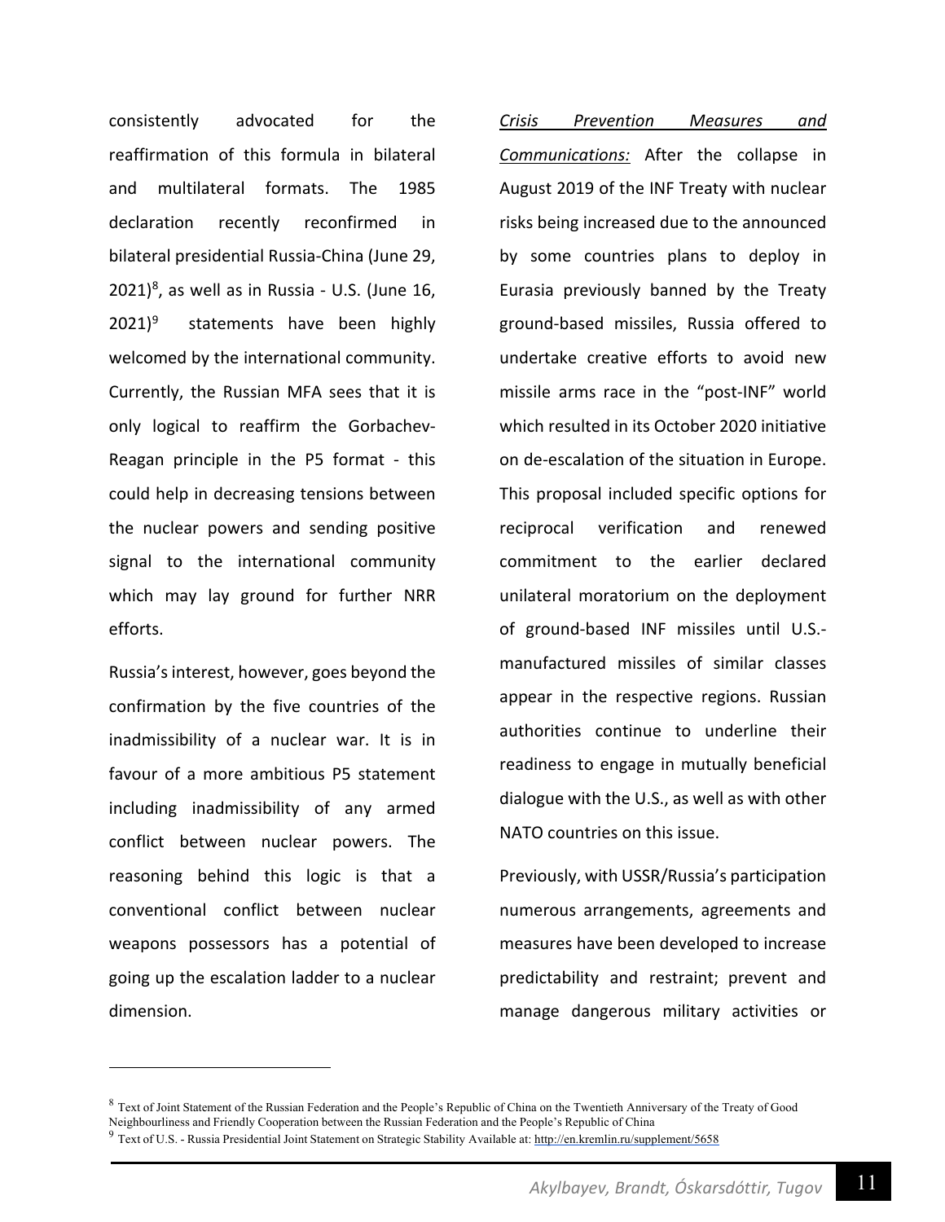consistently advocated for the reaffirmation of this formula in bilateral and multilateral formats. The 1985 declaration recently reconfirmed in bilateral presidential Russia-China (June 29, 2021)[8], as well as in Russia - U.S. (June 16, 2021)[9] statements have been highly welcomed by the international community. Currently, the Russian MFA sees that it is only logical to reaffirm the Gorbachev-Reagan principle in the P5 format - this could help in decreasing tensions between the nuclear powers and sending positive signal to the international community which may lay ground for further NRR efforts.

Russia's interest, however, goes beyond the confirmation by the five countries of the inadmissibility of a nuclear war. It is in favour of a more ambitious P5 statement including inadmissibility of any armed conflict between nuclear powers. The reasoning behind this logic is that a conventional conflict between nuclear weapons possessors has a potential of going up the escalation ladder to a nuclear dimension.

*Crisis Prevention Measures and Communications:* After the collapse in August 2019 of the INF Treaty with nuclear risks being increased due to the announced by some countries plans to deploy in Eurasia previously banned by the Treaty ground-based missiles, Russia offered to undertake creative efforts to avoid new missile arms race in the "post-INF" world which resulted in its October 2020 initiative on de-escalation of the situation in Europe. This proposal included specific options for reciprocal verification and renewed commitment to the earlier declared unilateral moratorium on the deployment of ground-based INF missiles until U.S.-manufactured missiles of similar classes appear in the respective regions. Russian authorities continue to underline their readiness to engage in mutually beneficial dialogue with the U.S., as well as with other NATO countries on this issue.

Previously, with USSR/Russia's participation numerous arrangements, agreements and measures have been developed to increase predictability and restraint; prevent and manage dangerous military activities or

---

[8] Text of Joint Statement of the Russian Federation and the People's Republic of China on the Twentieth Anniversary of the Treaty of Good Neighbourliness and Friendly Cooperation between the Russian Federation and the People's Republic of China

[9] Text of U.S. - Russia Presidential Joint Statement on Strategic Stability Available at: http://en.kremlin.ru/supplement/5658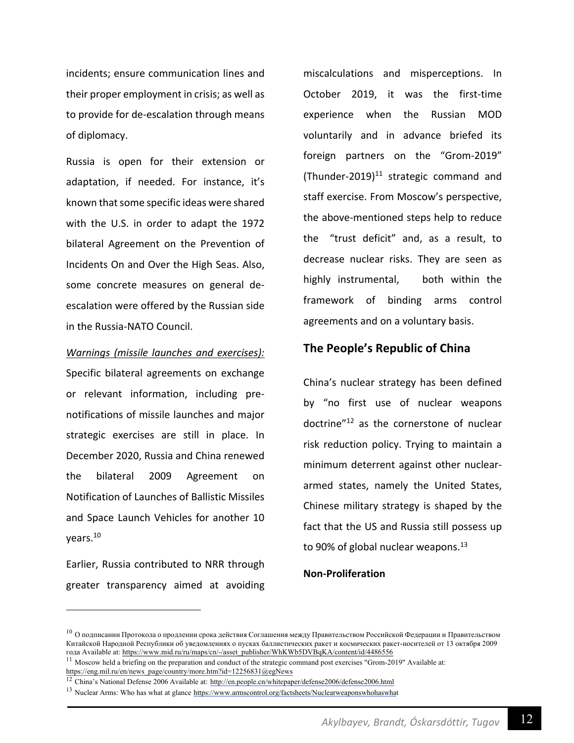incidents; ensure communication lines and their proper employment in crisis; as well as to provide for de-escalation through means of diplomacy.

Russia is open for their extension or adaptation, if needed. For instance, it's known that some specific ideas were shared with the U.S. in order to adapt the 1972 bilateral Agreement on the Prevention of Incidents On and Over the High Seas. Also, some concrete measures on general de-escalation were offered by the Russian side in the Russia-NATO Council.

*Warnings (missile launches and exercises):* Specific bilateral agreements on exchange or relevant information, including pre-notifications of missile launches and major strategic exercises are still in place. In December 2020, Russia and China renewed the bilateral 2009 Agreement on Notification of Launches of Ballistic Missiles and Space Launch Vehicles for another 10 years.[10]

Earlier, Russia contributed to NRR through greater transparency aimed at avoiding miscalculations and misperceptions. In October 2019, it was the first-time experience when the Russian MOD voluntarily and in advance briefed its foreign partners on the "Grom-2019" (Thunder-2019)[11] strategic command and staff exercise. From Moscow's perspective, the above-mentioned steps help to reduce the "trust deficit" and, as a result, to decrease nuclear risks. They are seen as highly instrumental, both within the framework of binding arms control agreements and on a voluntary basis.

## The People's Republic of China

China's nuclear strategy has been defined by "no first use of nuclear weapons doctrine"[12] as the cornerstone of nuclear risk reduction policy. Trying to maintain a minimum deterrent against other nuclear-armed states, namely the United States, Chinese military strategy is shaped by the fact that the US and Russia still possess up to 90% of global nuclear weapons.[13]

**Non-Proliferation**

---

[10] О подписании Протокола о продлении срока действия Соглашения между Правительством Российской Федерации и Правительством Китайской Народной Республики об уведомлениях о пусках баллистических ракет и космических ракет-носителей от 13 октября 2009 года Available at: https://www.mid.ru/ru/maps/cn/-/asset_publisher/WhKWb5DVBqKA/content/id/4486556

[11] Moscow held a briefing on the preparation and conduct of the strategic command post exercises "Grom-2019" Available at: https://eng.mil.ru/en/news_page/country/more.htm?id=12256831@egNews

[12] China's National Defense 2006 Available at: http://en.people.cn/whitepaper/defense2006/defense2006.html

[13] Nuclear Arms: Who has what at glance https://www.armscontrol.org/factsheets/Nuclearweaponswhohaswhat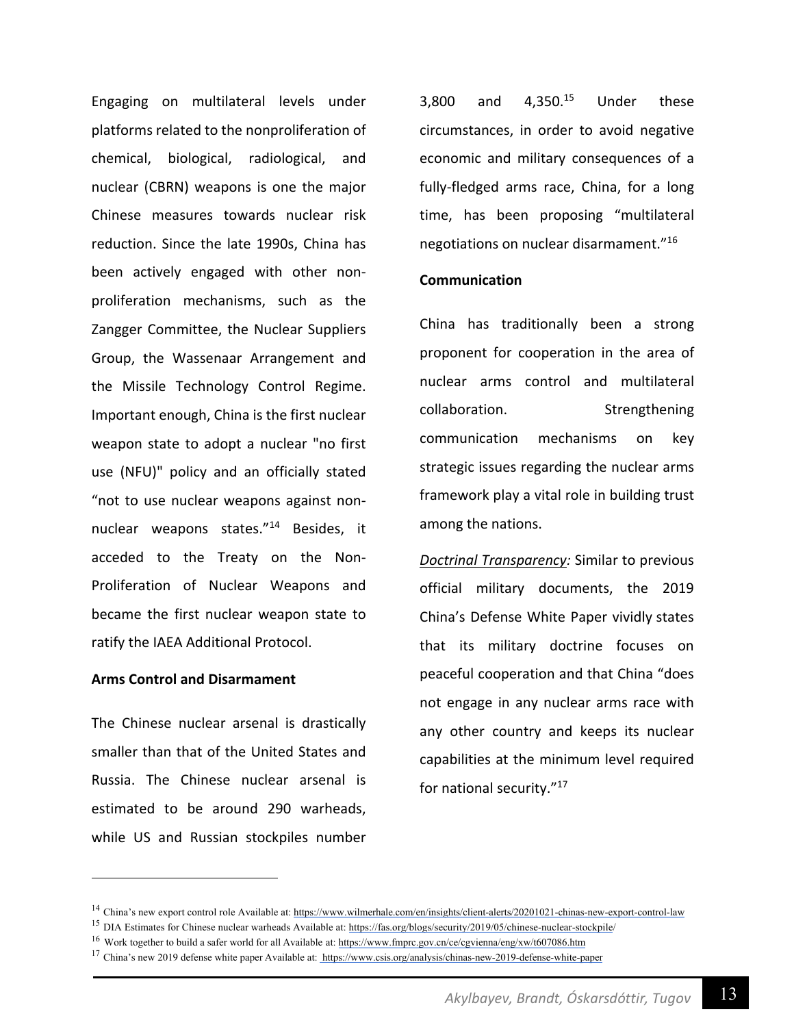Engaging on multilateral levels under platforms related to the nonproliferation of chemical, biological, radiological, and nuclear (CBRN) weapons is one the major Chinese measures towards nuclear risk reduction. Since the late 1990s, China has been actively engaged with other non-proliferation mechanisms, such as the Zangger Committee, the Nuclear Suppliers Group, the Wassenaar Arrangement and the Missile Technology Control Regime. Important enough, China is the first nuclear weapon state to adopt a nuclear "no first use (NFU)" policy and an officially stated "not to use nuclear weapons against non-nuclear weapons states."[14] Besides, it acceded to the Treaty on the Non-Proliferation of Nuclear Weapons and became the first nuclear weapon state to ratify the IAEA Additional Protocol.

**Arms Control and Disarmament**

The Chinese nuclear arsenal is drastically smaller than that of the United States and Russia. The Chinese nuclear arsenal is estimated to be around 290 warheads, while US and Russian stockpiles number 3,800 and 4,350.[15] Under these circumstances, in order to avoid negative economic and military consequences of a fully-fledged arms race, China, for a long time, has been proposing "multilateral negotiations on nuclear disarmament."[16]

**Communication**

China has traditionally been a strong proponent for cooperation in the area of nuclear arms control and multilateral collaboration. Strengthening communication mechanisms on key strategic issues regarding the nuclear arms framework play a vital role in building trust among the nations.

*Doctrinal Transparency:* Similar to previous official military documents, the 2019 China's Defense White Paper vividly states that its military doctrine focuses on peaceful cooperation and that China "does not engage in any nuclear arms race with any other country and keeps its nuclear capabilities at the minimum level required for national security."[17]

---

[14] China's new export control role Available at: https://www.wilmerhale.com/en/insights/client-alerts/20201021-chinas-new-export-control-law

[15] DIA Estimates for Chinese nuclear warheads Available at: https://fas.org/blogs/security/2019/05/chinese-nuclear-stockpile/

[16] Work together to build a safer world for all Available at: https://www.fmprc.gov.cn/ce/cgvienna/eng/xw/t607086.htm

[17] China's new 2019 defense white paper Available at: https://www.csis.org/analysis/chinas-new-2019-defense-white-paper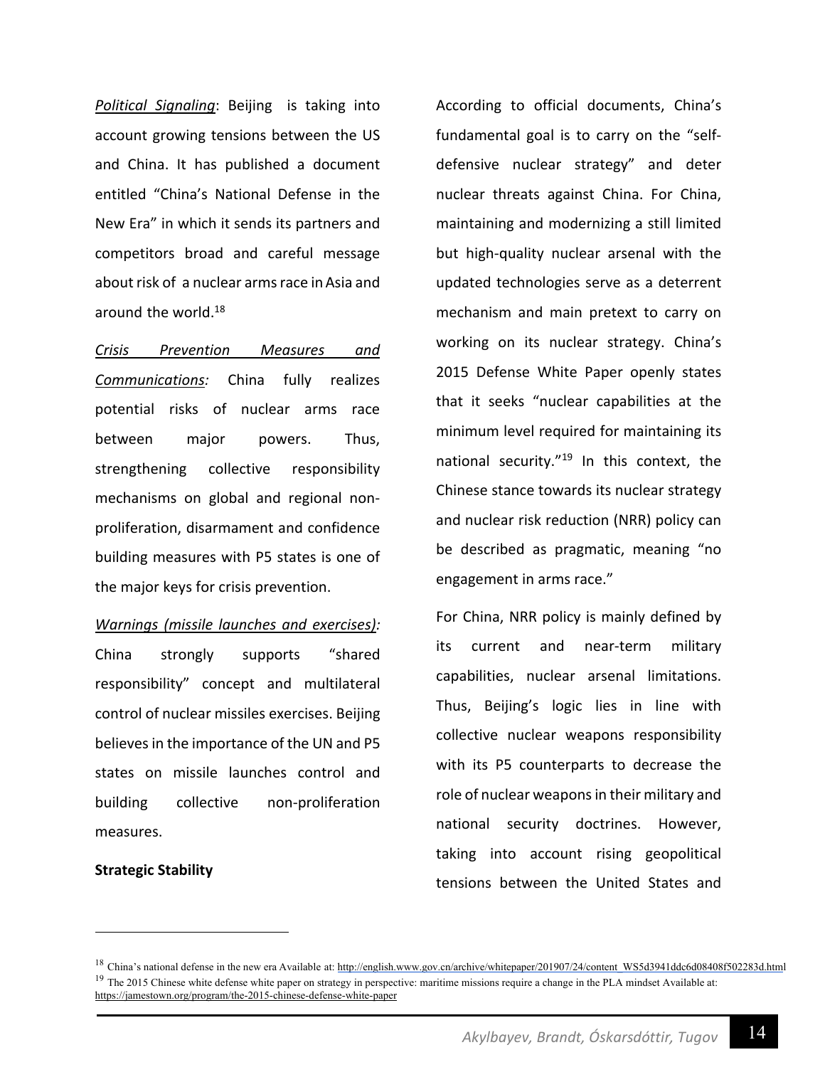*Political Signaling*: Beijing is taking into account growing tensions between the US and China. It has published a document entitled "China's National Defense in the New Era" in which it sends its partners and competitors broad and careful message about risk of a nuclear arms race in Asia and around the world.[18]

*Crisis Prevention Measures and Communications:* China fully realizes potential risks of nuclear arms race between major powers. Thus, strengthening collective responsibility mechanisms on global and regional non-proliferation, disarmament and confidence building measures with P5 states is one of the major keys for crisis prevention.

*Warnings (missile launches and exercises):* China strongly supports "shared responsibility" concept and multilateral control of nuclear missiles exercises. Beijing believes in the importance of the UN and P5 states on missile launches control and building collective non-proliferation measures.

**Strategic Stability**

According to official documents, China's fundamental goal is to carry on the "self-defensive nuclear strategy" and deter nuclear threats against China. For China, maintaining and modernizing a still limited but high-quality nuclear arsenal with the updated technologies serve as a deterrent mechanism and main pretext to carry on working on its nuclear strategy. China's 2015 Defense White Paper openly states that it seeks "nuclear capabilities at the minimum level required for maintaining its national security."[19] In this context, the Chinese stance towards its nuclear strategy and nuclear risk reduction (NRR) policy can be described as pragmatic, meaning "no engagement in arms race."

For China, NRR policy is mainly defined by its current and near-term military capabilities, nuclear arsenal limitations. Thus, Beijing's logic lies in line with collective nuclear weapons responsibility with its P5 counterparts to decrease the role of nuclear weapons in their military and national security doctrines. However, taking into account rising geopolitical tensions between the United States and

---

[18] China's national defense in the new era Available at: http://english.www.gov.cn/archive/whitepaper/201907/24/content_WS5d3941ddc6d08408f502283d.html

[19] The 2015 Chinese white defense white paper on strategy in perspective: maritime missions require a change in the PLA mindset Available at: https://jamestown.org/program/the-2015-chinese-defense-white-paper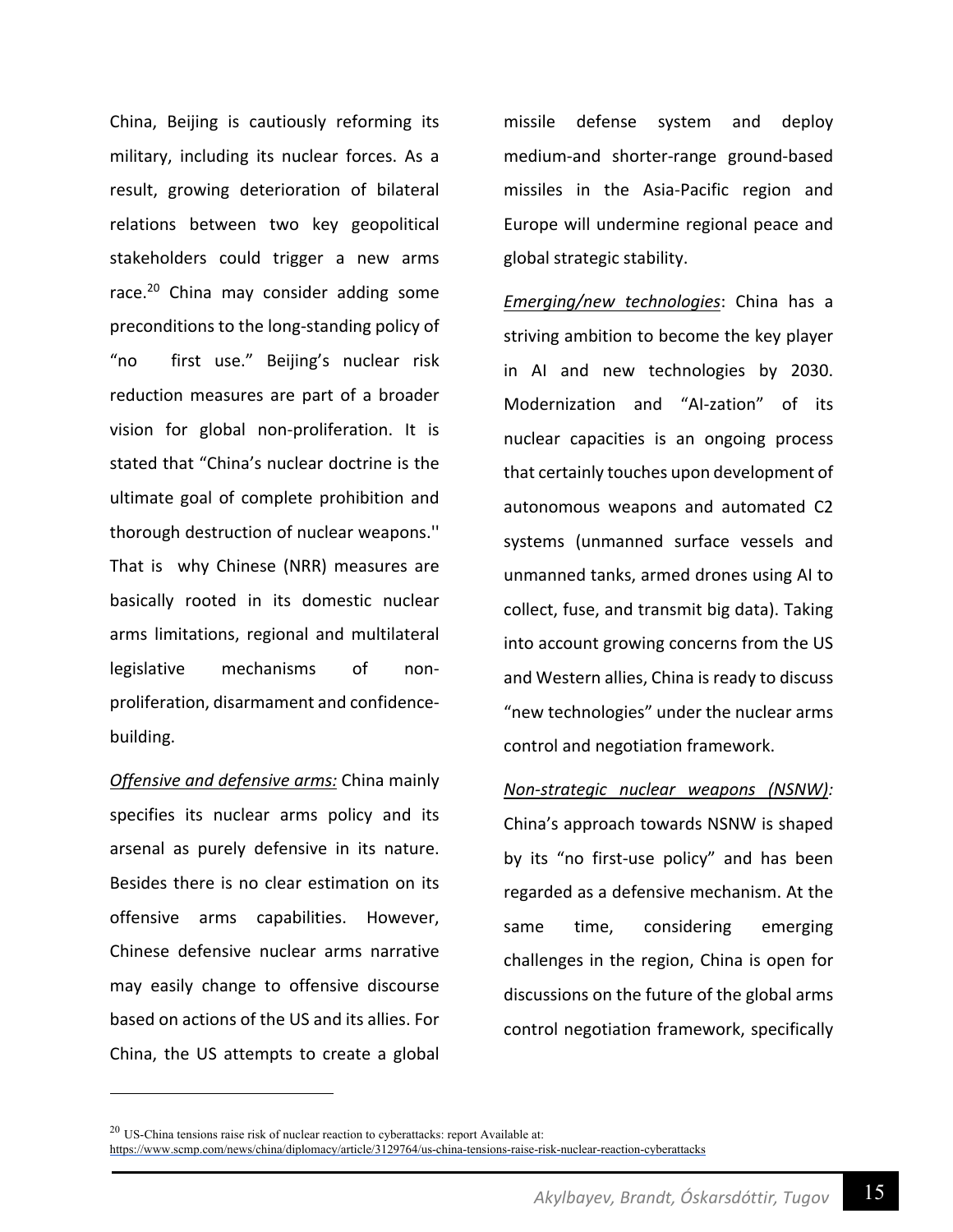China, Beijing is cautiously reforming its military, including its nuclear forces. As a result, growing deterioration of bilateral relations between two key geopolitical stakeholders could trigger a new arms race.[20] China may consider adding some preconditions to the long-standing policy of "no first use." Beijing's nuclear risk reduction measures are part of a broader vision for global non-proliferation. It is stated that "China's nuclear doctrine is the ultimate goal of complete prohibition and thorough destruction of nuclear weapons.'' That is why Chinese (NRR) measures are basically rooted in its domestic nuclear arms limitations, regional and multilateral legislative mechanisms of non-proliferation, disarmament and confidence-building.

*Offensive and defensive arms:* China mainly specifies its nuclear arms policy and its arsenal as purely defensive in its nature. Besides there is no clear estimation on its offensive arms capabilities. However, Chinese defensive nuclear arms narrative may easily change to offensive discourse based on actions of the US and its allies. For China, the US attempts to create a global missile defense system and deploy medium-and shorter-range ground-based missiles in the Asia-Pacific region and Europe will undermine regional peace and global strategic stability.

*Emerging/new technologies*: China has a striving ambition to become the key player in AI and new technologies by 2030. Modernization and "AI-zation" of its nuclear capacities is an ongoing process that certainly touches upon development of autonomous weapons and automated C2 systems (unmanned surface vessels and unmanned tanks, armed drones using AI to collect, fuse, and transmit big data). Taking into account growing concerns from the US and Western allies, China is ready to discuss "new technologies" under the nuclear arms control and negotiation framework.

*Non-strategic nuclear weapons (NSNW):* China's approach towards NSNW is shaped by its "no first-use policy" and has been regarded as a defensive mechanism. At the same time, considering emerging challenges in the region, China is open for discussions on the future of the global arms control negotiation framework, specifically

---

[20] US-China tensions raise risk of nuclear reaction to cyberattacks: report Available at: https://www.scmp.com/news/china/diplomacy/article/3129764/us-china-tensions-raise-risk-nuclear-reaction-cyberattacks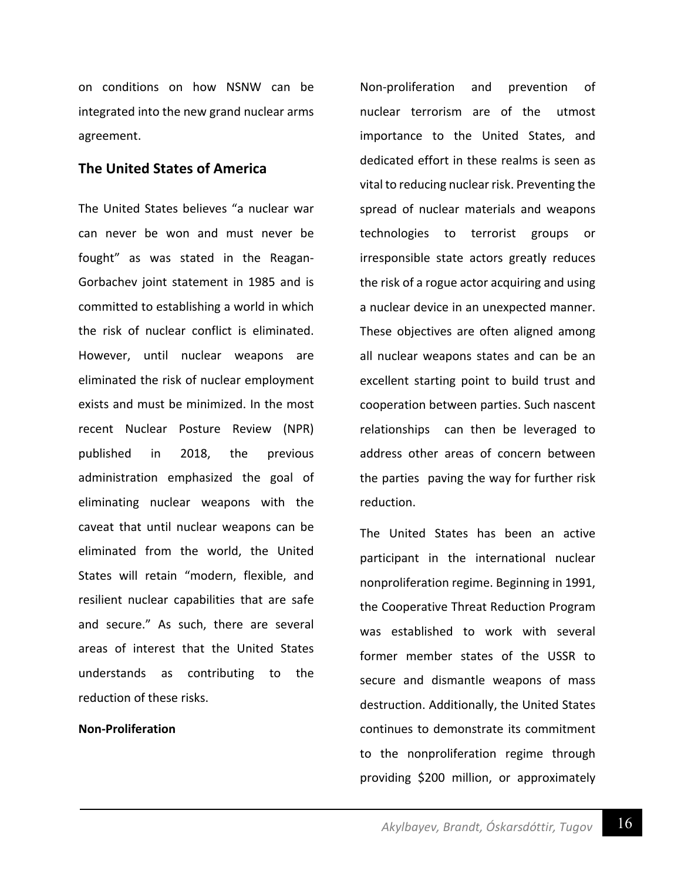on conditions on how NSNW can be integrated into the new grand nuclear arms agreement.

## The United States of America

The United States believes "a nuclear war can never be won and must never be fought" as was stated in the Reagan-Gorbachev joint statement in 1985 and is committed to establishing a world in which the risk of nuclear conflict is eliminated. However, until nuclear weapons are eliminated the risk of nuclear employment exists and must be minimized. In the most recent Nuclear Posture Review (NPR) published in 2018, the previous administration emphasized the goal of eliminating nuclear weapons with the caveat that until nuclear weapons can be eliminated from the world, the United States will retain "modern, flexible, and resilient nuclear capabilities that are safe and secure." As such, there are several areas of interest that the United States understands as contributing to the reduction of these risks.

**Non-Proliferation**

Non-proliferation and prevention of nuclear terrorism are of the utmost importance to the United States, and dedicated effort in these realms is seen as vital to reducing nuclear risk. Preventing the spread of nuclear materials and weapons technologies to terrorist groups or irresponsible state actors greatly reduces the risk of a rogue actor acquiring and using a nuclear device in an unexpected manner. These objectives are often aligned among all nuclear weapons states and can be an excellent starting point to build trust and cooperation between parties. Such nascent relationships can then be leveraged to address other areas of concern between the parties paving the way for further risk reduction.

The United States has been an active participant in the international nuclear nonproliferation regime. Beginning in 1991, the Cooperative Threat Reduction Program was established to work with several former member states of the USSR to secure and dismantle weapons of mass destruction. Additionally, the United States continues to demonstrate its commitment to the nonproliferation regime through providing $200 million, or approximately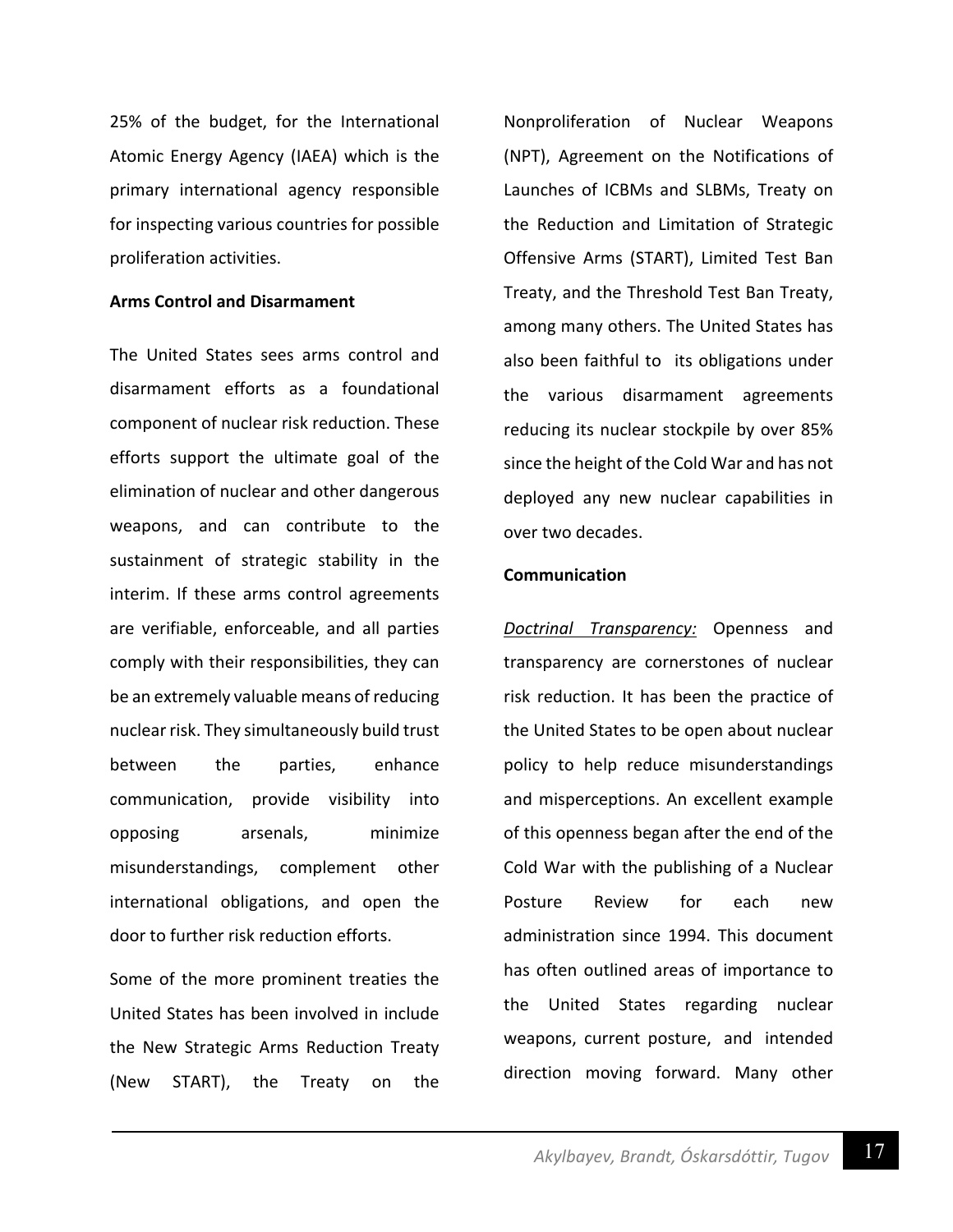25% of the budget, for the International Atomic Energy Agency (IAEA) which is the primary international agency responsible for inspecting various countries for possible proliferation activities.

**Arms Control and Disarmament**

The United States sees arms control and disarmament efforts as a foundational component of nuclear risk reduction. These efforts support the ultimate goal of the elimination of nuclear and other dangerous weapons, and can contribute to the sustainment of strategic stability in the interim. If these arms control agreements are verifiable, enforceable, and all parties comply with their responsibilities, they can be an extremely valuable means of reducing nuclear risk. They simultaneously build trust between the parties, enhance communication, provide visibility into opposing arsenals, minimize misunderstandings, complement other international obligations, and open the door to further risk reduction efforts.

Some of the more prominent treaties the United States has been involved in include the New Strategic Arms Reduction Treaty (New START), the Treaty on the Nonproliferation of Nuclear Weapons (NPT), Agreement on the Notifications of Launches of ICBMs and SLBMs, Treaty on the Reduction and Limitation of Strategic Offensive Arms (START), Limited Test Ban Treaty, and the Threshold Test Ban Treaty, among many others. The United States has also been faithful to its obligations under the various disarmament agreements reducing its nuclear stockpile by over 85% since the height of the Cold War and has not deployed any new nuclear capabilities in over two decades.

**Communication**

*Doctrinal Transparency:* Openness and transparency are cornerstones of nuclear risk reduction. It has been the practice of the United States to be open about nuclear policy to help reduce misunderstandings and misperceptions. An excellent example of this openness began after the end of the Cold War with the publishing of a Nuclear Posture Review for each new administration since 1994. This document has often outlined areas of importance to the United States regarding nuclear weapons, current posture, and intended direction moving forward. Many other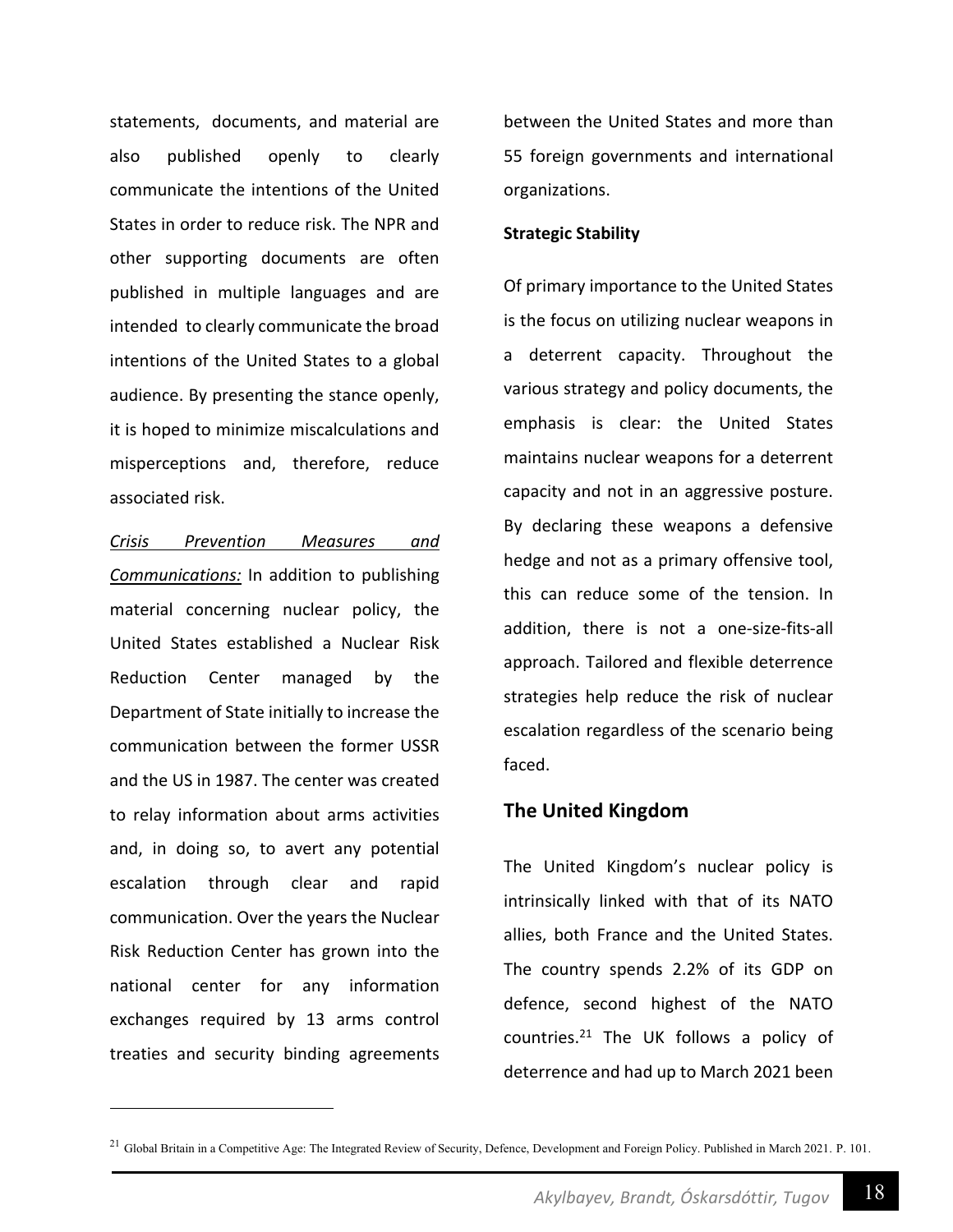statements, documents, and material are also published openly to clearly communicate the intentions of the United States in order to reduce risk. The NPR and other supporting documents are often published in multiple languages and are intended to clearly communicate the broad intentions of the United States to a global audience. By presenting the stance openly, it is hoped to minimize miscalculations and misperceptions and, therefore, reduce associated risk.

*Crisis Prevention Measures and Communications:* In addition to publishing material concerning nuclear policy, the United States established a Nuclear Risk Reduction Center managed by the Department of State initially to increase the communication between the former USSR and the US in 1987. The center was created to relay information about arms activities and, in doing so, to avert any potential escalation through clear and rapid communication. Over the years the Nuclear Risk Reduction Center has grown into the national center for any information exchanges required by 13 arms control treaties and security binding agreements between the United States and more than 55 foreign governments and international organizations.

**Strategic Stability**

Of primary importance to the United States is the focus on utilizing nuclear weapons in a deterrent capacity. Throughout the various strategy and policy documents, the emphasis is clear: the United States maintains nuclear weapons for a deterrent capacity and not in an aggressive posture. By declaring these weapons a defensive hedge and not as a primary offensive tool, this can reduce some of the tension. In addition, there is not a one-size-fits-all approach. Tailored and flexible deterrence strategies help reduce the risk of nuclear escalation regardless of the scenario being faced.

## The United Kingdom

The United Kingdom's nuclear policy is intrinsically linked with that of its NATO allies, both France and the United States. The country spends 2.2% of its GDP on defence, second highest of the NATO countries.[21] The UK follows a policy of deterrence and had up to March 2021 been

[21] Global Britain in a Competitive Age: The Integrated Review of Security, Defence, Development and Foreign Policy. Published in March 2021. P. 101.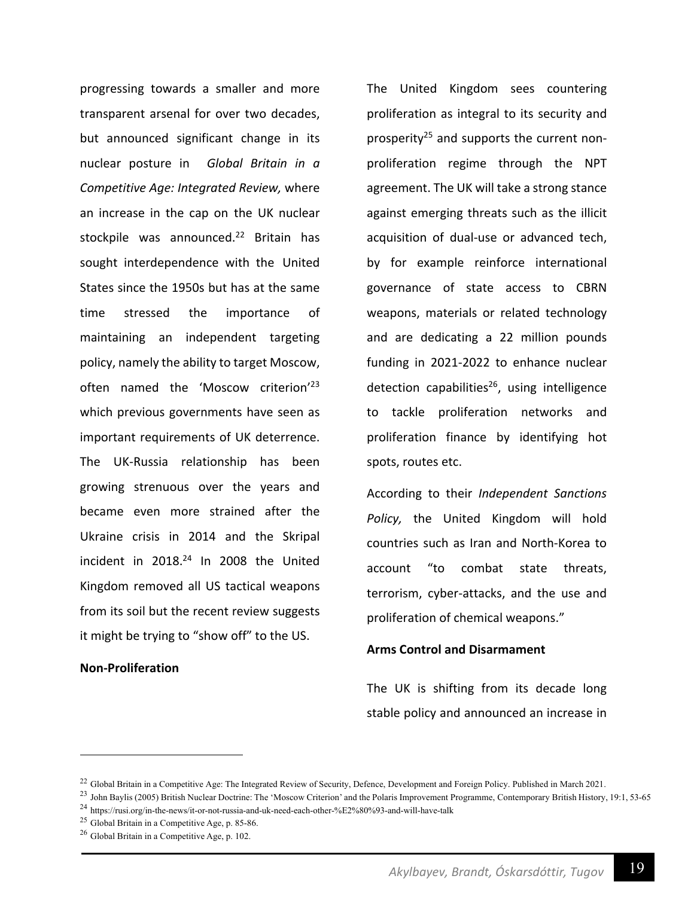progressing towards a smaller and more transparent arsenal for over two decades, but announced significant change in its nuclear posture in *Global Britain in a Competitive Age: Integrated Review,* where an increase in the cap on the UK nuclear stockpile was announced.[22] Britain has sought interdependence with the United States since the 1950s but has at the same time stressed the importance of maintaining an independent targeting policy, namely the ability to target Moscow, often named the 'Moscow criterion'[23] which previous governments have seen as important requirements of UK deterrence. The UK-Russia relationship has been growing strenuous over the years and became even more strained after the Ukraine crisis in 2014 and the Skripal incident in 2018.[24] In 2008 the United Kingdom removed all US tactical weapons from its soil but the recent review suggests it might be trying to "show off" to the US.

**Non-Proliferation**

The United Kingdom sees countering proliferation as integral to its security and prosperity[25] and supports the current non-proliferation regime through the NPT agreement. The UK will take a strong stance against emerging threats such as the illicit acquisition of dual-use or advanced tech, by for example reinforce international governance of state access to CBRN weapons, materials or related technology and are dedicating a 22 million pounds funding in 2021-2022 to enhance nuclear detection capabilities[26], using intelligence to tackle proliferation networks and proliferation finance by identifying hot spots, routes etc.

According to their *Independent Sanctions Policy,* the United Kingdom will hold countries such as Iran and North-Korea to account "to combat state threats, terrorism, cyber-attacks, and the use and proliferation of chemical weapons."

**Arms Control and Disarmament**

The UK is shifting from its decade long stable policy and announced an increase in

---

[22] Global Britain in a Competitive Age: The Integrated Review of Security, Defence, Development and Foreign Policy. Published in March 2021.

[23] John Baylis (2005) British Nuclear Doctrine: The 'Moscow Criterion' and the Polaris Improvement Programme, Contemporary British History, 19:1, 53-65

[24] https://rusi.org/in-the-news/it-or-not-russia-and-uk-need-each-other-%E2%80%93-and-will-have-talk

[25] Global Britain in a Competitive Age, p. 85-86.

[26] Global Britain in a Competitive Age, p. 102.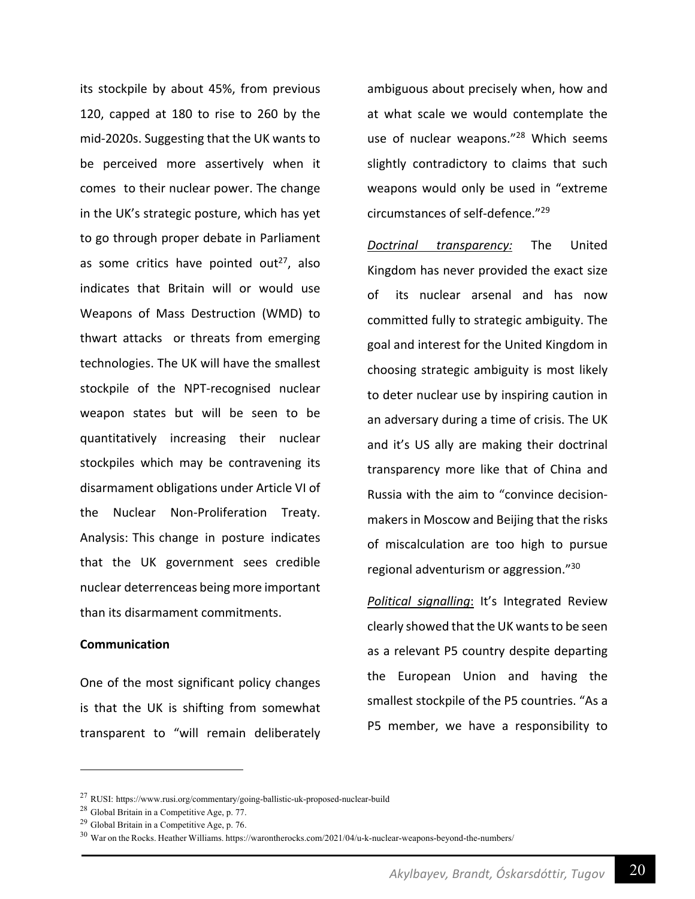its stockpile by about 45%, from previous 120, capped at 180 to rise to 260 by the mid-2020s. Suggesting that the UK wants to be perceived more assertively when it comes to their nuclear power. The change in the UK's strategic posture, which has yet to go through proper debate in Parliament as some critics have pointed out[27], also indicates that Britain will or would use Weapons of Mass Destruction (WMD) to thwart attacks or threats from emerging technologies. The UK will have the smallest stockpile of the NPT-recognised nuclear weapon states but will be seen to be quantitatively increasing their nuclear stockpiles which may be contravening its disarmament obligations under Article VI of the Nuclear Non-Proliferation Treaty. Analysis: This change in posture indicates that the UK government sees credible nuclear deterrenceas being more important than its disarmament commitments.

**Communication**

One of the most significant policy changes is that the UK is shifting from somewhat transparent to "will remain deliberately ambiguous about precisely when, how and at what scale we would contemplate the use of nuclear weapons."[28] Which seems slightly contradictory to claims that such weapons would only be used in "extreme circumstances of self-defence."[29]

*Doctrinal transparency:* The United Kingdom has never provided the exact size of its nuclear arsenal and has now committed fully to strategic ambiguity. The goal and interest for the United Kingdom in choosing strategic ambiguity is most likely to deter nuclear use by inspiring caution in an adversary during a time of crisis. The UK and it's US ally are making their doctrinal transparency more like that of China and Russia with the aim to "convince decision-makers in Moscow and Beijing that the risks of miscalculation are too high to pursue regional adventurism or aggression."[30]

*Political signalling*: It's Integrated Review clearly showed that the UK wants to be seen as a relevant P5 country despite departing the European Union and having the smallest stockpile of the P5 countries. "As a P5 member, we have a responsibility to

---

[27] RUSI: https://www.rusi.org/commentary/going-ballistic-uk-proposed-nuclear-build

[28] Global Britain in a Competitive Age, p. 77.

[29] Global Britain in a Competitive Age, p. 76.

[30] War on the Rocks. Heather Williams. https://warontherocks.com/2021/04/u-k-nuclear-weapons-beyond-the-numbers/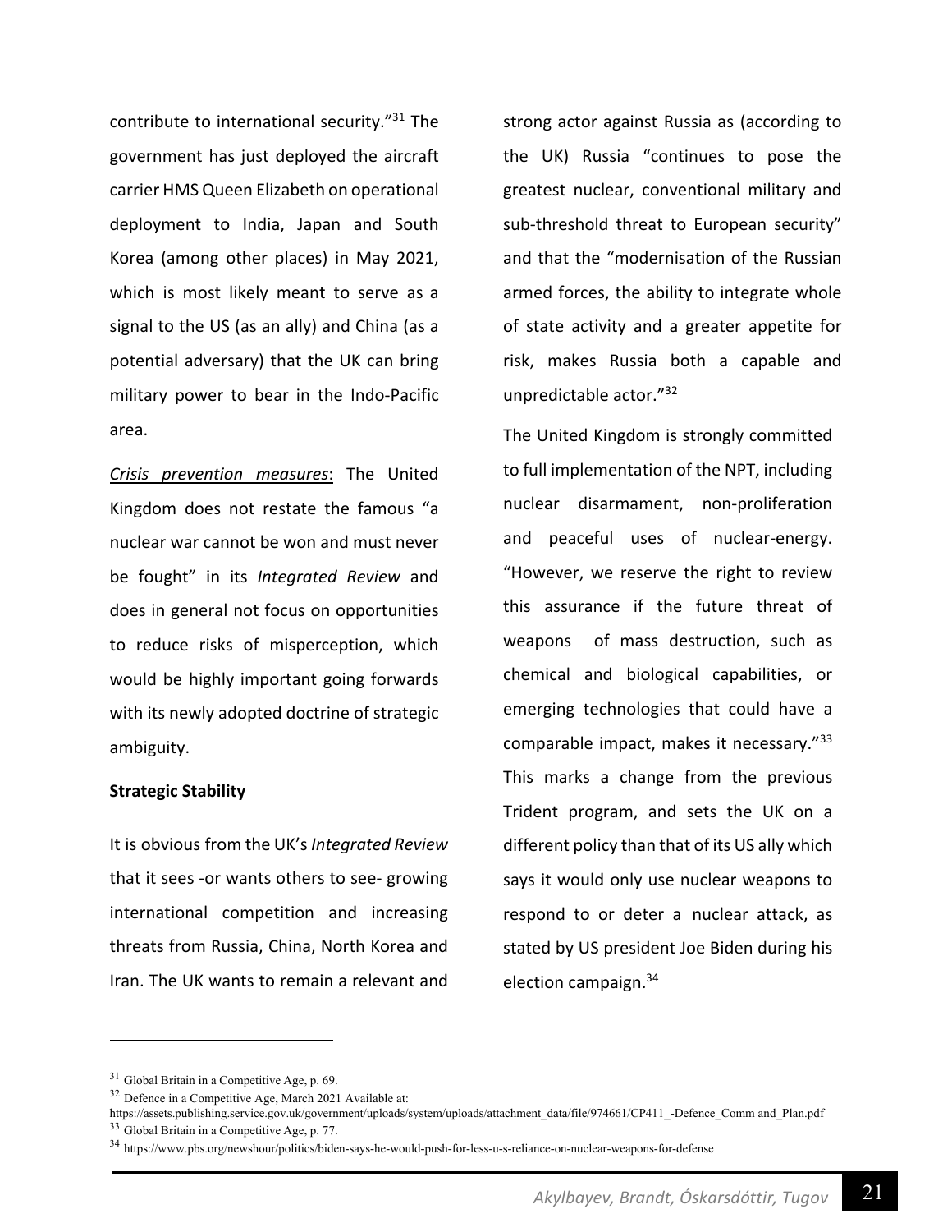contribute to international security."[31] The government has just deployed the aircraft carrier HMS Queen Elizabeth on operational deployment to India, Japan and South Korea (among other places) in May 2021, which is most likely meant to serve as a signal to the US (as an ally) and China (as a potential adversary) that the UK can bring military power to bear in the Indo-Pacific area.

_Crisis prevention measures_: The United Kingdom does not restate the famous "a nuclear war cannot be won and must never be fought" in its _Integrated Review_ and does in general not focus on opportunities to reduce risks of misperception, which would be highly important going forwards with its newly adopted doctrine of strategic ambiguity.

**Strategic Stability**

It is obvious from the UK's _Integrated Review_ that it sees -or wants others to see- growing international competition and increasing threats from Russia, China, North Korea and Iran. The UK wants to remain a relevant and strong actor against Russia as (according to the UK) Russia "continues to pose the greatest nuclear, conventional military and sub-threshold threat to European security" and that the "modernisation of the Russian armed forces, the ability to integrate whole of state activity and a greater appetite for risk, makes Russia both a capable and unpredictable actor."[32]

The United Kingdom is strongly committed to full implementation of the NPT, including nuclear disarmament, non-proliferation and peaceful uses of nuclear-energy. "However, we reserve the right to review this assurance if the future threat of weapons of mass destruction, such as chemical and biological capabilities, or emerging technologies that could have a comparable impact, makes it necessary."[33] This marks a change from the previous Trident program, and sets the UK on a different policy than that of its US ally which says it would only use nuclear weapons to respond to or deter a nuclear attack, as stated by US president Joe Biden during his election campaign.[34]

---

[31] Global Britain in a Competitive Age, p. 69.

[32] Defence in a Competitive Age, March 2021 Available at: https://assets.publishing.service.gov.uk/government/uploads/system/uploads/attachment_data/file/974661/CP411_-Defence_Comm and_Plan.pdf

[33] Global Britain in a Competitive Age, p. 77.

[34] https://www.pbs.org/newshour/politics/biden-says-he-would-push-for-less-u-s-reliance-on-nuclear-weapons-for-defense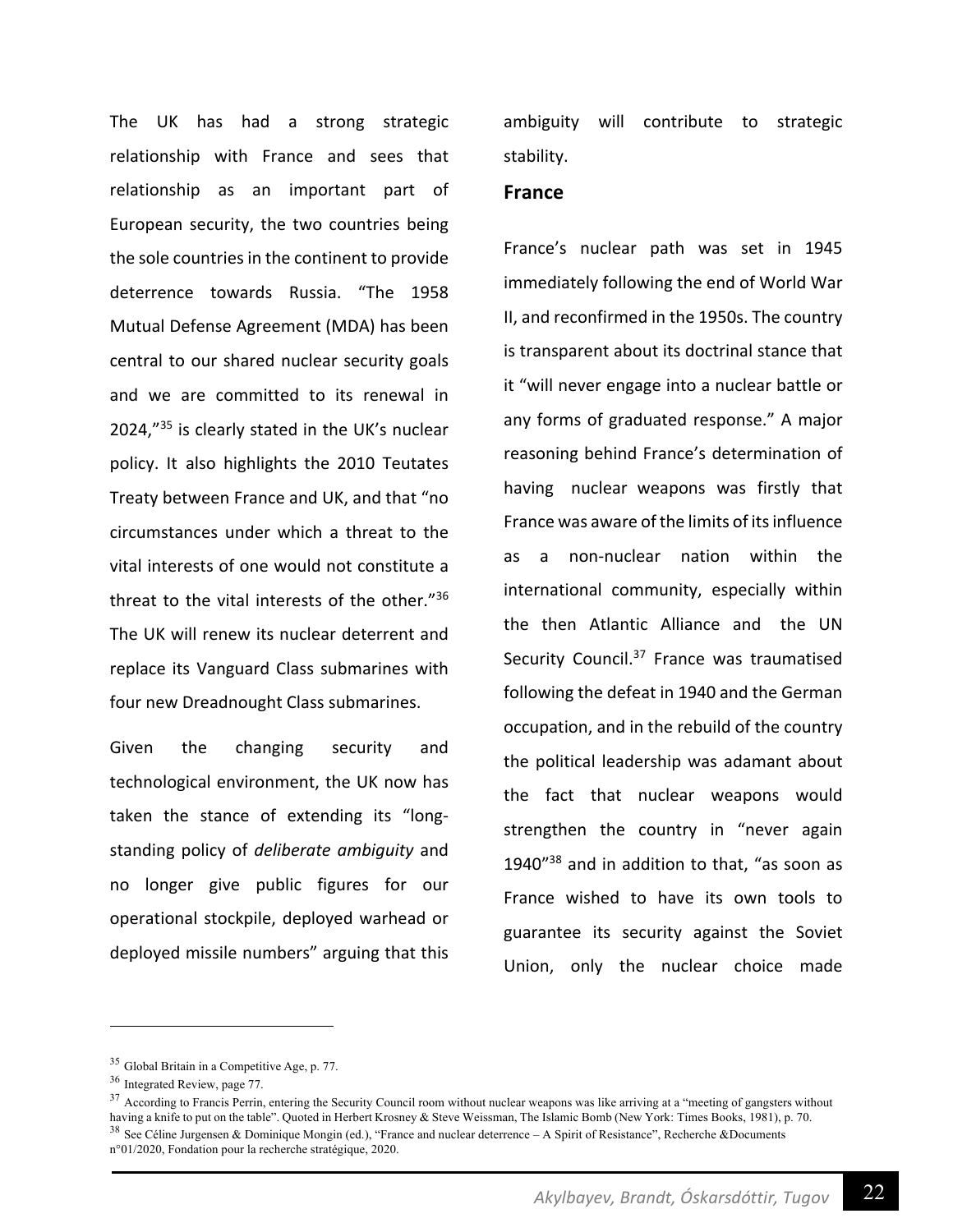The UK has had a strong strategic relationship with France and sees that relationship as an important part of European security, the two countries being the sole countries in the continent to provide deterrence towards Russia. "The 1958 Mutual Defense Agreement (MDA) has been central to our shared nuclear security goals and we are committed to its renewal in 2024,"[35] is clearly stated in the UK's nuclear policy. It also highlights the 2010 Teutates Treaty between France and UK, and that "no circumstances under which a threat to the vital interests of one would not constitute a threat to the vital interests of the other."[36] The UK will renew its nuclear deterrent and replace its Vanguard Class submarines with four new Dreadnought Class submarines.

Given the changing security and technological environment, the UK now has taken the stance of extending its "long-standing policy of *deliberate ambiguity* and no longer give public figures for our operational stockpile, deployed warhead or deployed missile numbers" arguing that this ambiguity will contribute to strategic stability.

## France

France's nuclear path was set in 1945 immediately following the end of World War II, and reconfirmed in the 1950s. The country is transparent about its doctrinal stance that it "will never engage into a nuclear battle or any forms of graduated response." A major reasoning behind France's determination of having nuclear weapons was firstly that France was aware of the limits of its influence as a non-nuclear nation within the international community, especially within the then Atlantic Alliance and the UN Security Council.[37] France was traumatised following the defeat in 1940 and the German occupation, and in the rebuild of the country the political leadership was adamant about the fact that nuclear weapons would strengthen the country in "never again 1940"[38] and in addition to that, "as soon as France wished to have its own tools to guarantee its security against the Soviet Union, only the nuclear choice made

---

[35] Global Britain in a Competitive Age, p. 77.

[36] Integrated Review, page 77.

[37] According to Francis Perrin, entering the Security Council room without nuclear weapons was like arriving at a "meeting of gangsters without having a knife to put on the table". Quoted in Herbert Krosney & Steve Weissman, The Islamic Bomb (New York: Times Books, 1981), p. 70.

[38] See Céline Jurgensen & Dominique Mongin (ed.), "France and nuclear deterrence – A Spirit of Resistance", Recherche &Documents n°01/2020, Fondation pour la recherche stratégique, 2020.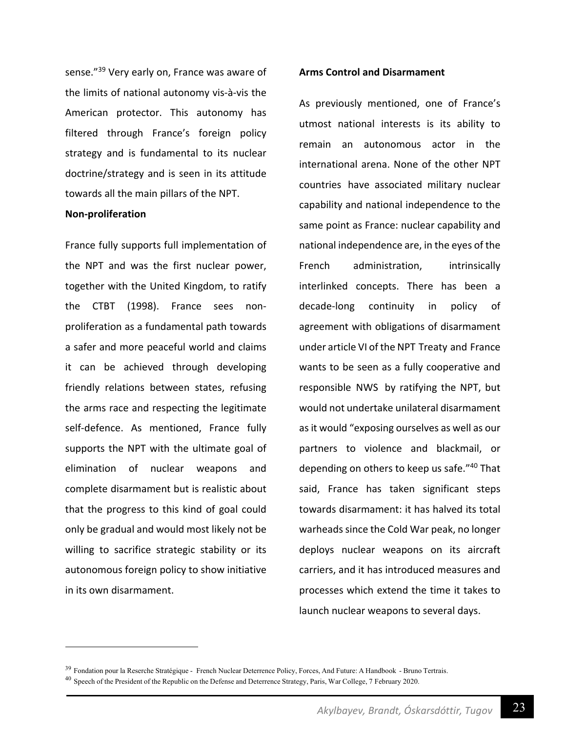sense."[39] Very early on, France was aware of the limits of national autonomy vis-à-vis the American protector. This autonomy has filtered through France's foreign policy strategy and is fundamental to its nuclear doctrine/strategy and is seen in its attitude towards all the main pillars of the NPT.

**Non-proliferation**

France fully supports full implementation of the NPT and was the first nuclear power, together with the United Kingdom, to ratify the CTBT (1998). France sees non-proliferation as a fundamental path towards a safer and more peaceful world and claims it can be achieved through developing friendly relations between states, refusing the arms race and respecting the legitimate self-defence. As mentioned, France fully supports the NPT with the ultimate goal of elimination of nuclear weapons and complete disarmament but is realistic about that the progress to this kind of goal could only be gradual and would most likely not be willing to sacrifice strategic stability or its autonomous foreign policy to show initiative in its own disarmament.

**Arms Control and Disarmament**

As previously mentioned, one of France's utmost national interests is its ability to remain an autonomous actor in the international arena. None of the other NPT countries have associated military nuclear capability and national independence to the same point as France: nuclear capability and national independence are, in the eyes of the French administration, intrinsically interlinked concepts. There has been a decade-long continuity in policy of agreement with obligations of disarmament under article VI of the NPT Treaty and France wants to be seen as a fully cooperative and responsible NWS by ratifying the NPT, but would not undertake unilateral disarmament as it would "exposing ourselves as well as our partners to violence and blackmail, or depending on others to keep us safe."[40] That said, France has taken significant steps towards disarmament: it has halved its total warheads since the Cold War peak, no longer deploys nuclear weapons on its aircraft carriers, and it has introduced measures and processes which extend the time it takes to launch nuclear weapons to several days.

---

[39] Fondation pour la Reserche Stratégique - French Nuclear Deterrence Policy, Forces, And Future: A Handbook - Bruno Tertrais.

[40] Speech of the President of the Republic on the Defense and Deterrence Strategy, Paris, War College, 7 February 2020.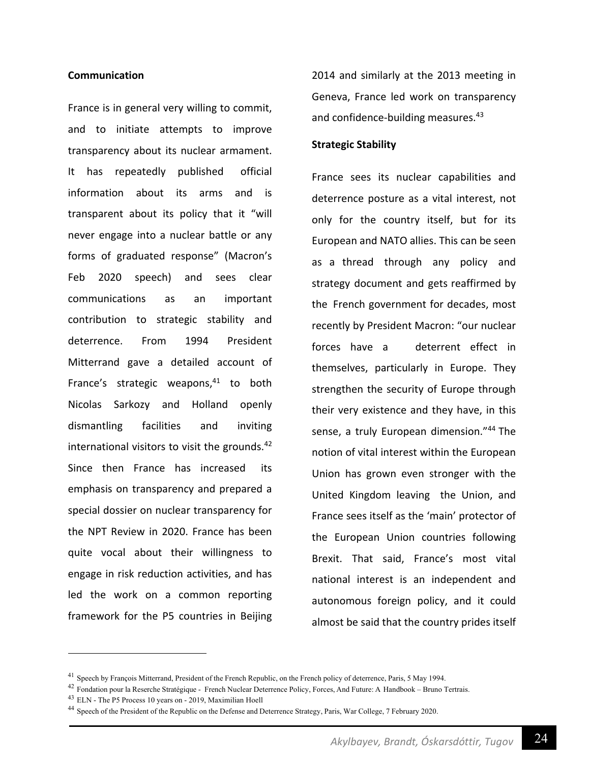**Communication**

France is in general very willing to commit, and to initiate attempts to improve transparency about its nuclear armament. It has repeatedly published official information about its arms and is transparent about its policy that it "will never engage into a nuclear battle or any forms of graduated response" (Macron's Feb 2020 speech) and sees clear communications as an important contribution to strategic stability and deterrence. From 1994 President Mitterrand gave a detailed account of France's strategic weapons,[41] to both Nicolas Sarkozy and Holland openly dismantling facilities and inviting international visitors to visit the grounds.[42] Since then France has increased its emphasis on transparency and prepared a special dossier on nuclear transparency for the NPT Review in 2020. France has been quite vocal about their willingness to engage in risk reduction activities, and has led the work on a common reporting framework for the P5 countries in Beijing 2014 and similarly at the 2013 meeting in Geneva, France led work on transparency and confidence-building measures.[43]

**Strategic Stability**

France sees its nuclear capabilities and deterrence posture as a vital interest, not only for the country itself, but for its European and NATO allies. This can be seen as a thread through any policy and strategy document and gets reaffirmed by the French government for decades, most recently by President Macron: "our nuclear forces have a deterrent effect in themselves, particularly in Europe. They strengthen the security of Europe through their very existence and they have, in this sense, a truly European dimension."[44] The notion of vital interest within the European Union has grown even stronger with the United Kingdom leaving the Union, and France sees itself as the 'main' protector of the European Union countries following Brexit. That said, France's most vital national interest is an independent and autonomous foreign policy, and it could almost be said that the country prides itself

---

[41] Speech by François Mitterrand, President of the French Republic, on the French policy of deterrence, Paris, 5 May 1994.

[42] Fondation pour la Reserche Stratégique - French Nuclear Deterrence Policy, Forces, And Future: A Handbook – Bruno Tertrais.

[43] ELN - The P5 Process 10 years on - 2019, Maximilian Hoell

[44] Speech of the President of the Republic on the Defense and Deterrence Strategy, Paris, War College, 7 February 2020.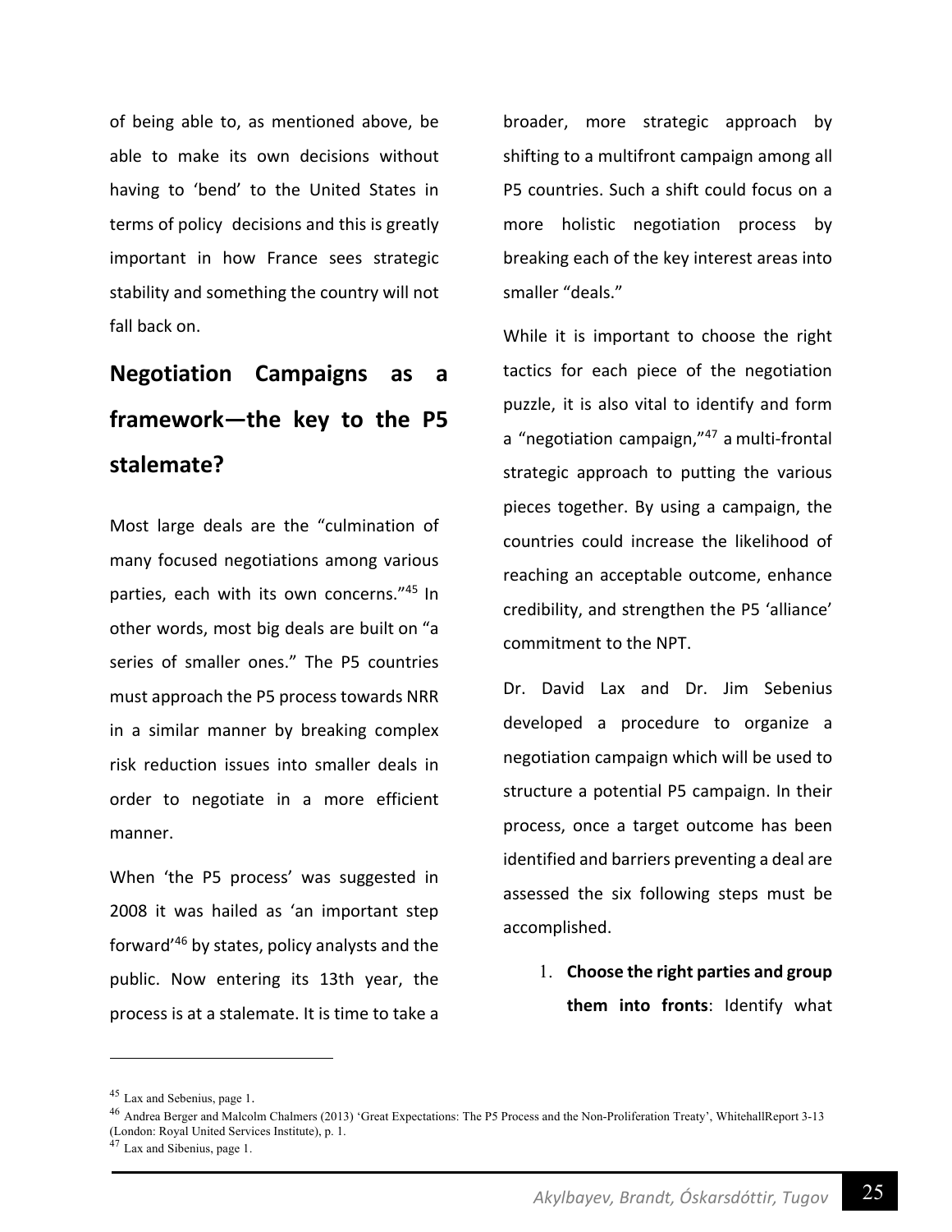of being able to, as mentioned above, be able to make its own decisions without having to 'bend' to the United States in terms of policy decisions and this is greatly important in how France sees strategic stability and something the country will not fall back on.

## Negotiation Campaigns as a framework—the key to the P5 stalemate?

Most large deals are the "culmination of many focused negotiations among various parties, each with its own concerns."[45] In other words, most big deals are built on "a series of smaller ones." The P5 countries must approach the P5 process towards NRR in a similar manner by breaking complex risk reduction issues into smaller deals in order to negotiate in a more efficient manner.

When 'the P5 process' was suggested in 2008 it was hailed as 'an important step forward'[46] by states, policy analysts and the public. Now entering its 13th year, the process is at a stalemate. It is time to take a broader, more strategic approach by shifting to a multifront campaign among all P5 countries. Such a shift could focus on a more holistic negotiation process by breaking each of the key interest areas into smaller "deals."

While it is important to choose the right tactics for each piece of the negotiation puzzle, it is also vital to identify and form a "negotiation campaign,"[47] a multi-frontal strategic approach to putting the various pieces together. By using a campaign, the countries could increase the likelihood of reaching an acceptable outcome, enhance credibility, and strengthen the P5 'alliance' commitment to the NPT.

Dr. David Lax and Dr. Jim Sebenius developed a procedure to organize a negotiation campaign which will be used to structure a potential P5 campaign. In their process, once a target outcome has been identified and barriers preventing a deal are assessed the six following steps must be accomplished.

1. **Choose the right parties and group them into fronts**: Identify what

---

[45] Lax and Sebenius, page 1.

[46] Andrea Berger and Malcolm Chalmers (2013) 'Great Expectations: The P5 Process and the Non-Proliferation Treaty', WhitehallReport 3-13 (London: Royal United Services Institute), p. 1.

[47] Lax and Sibenius, page 1.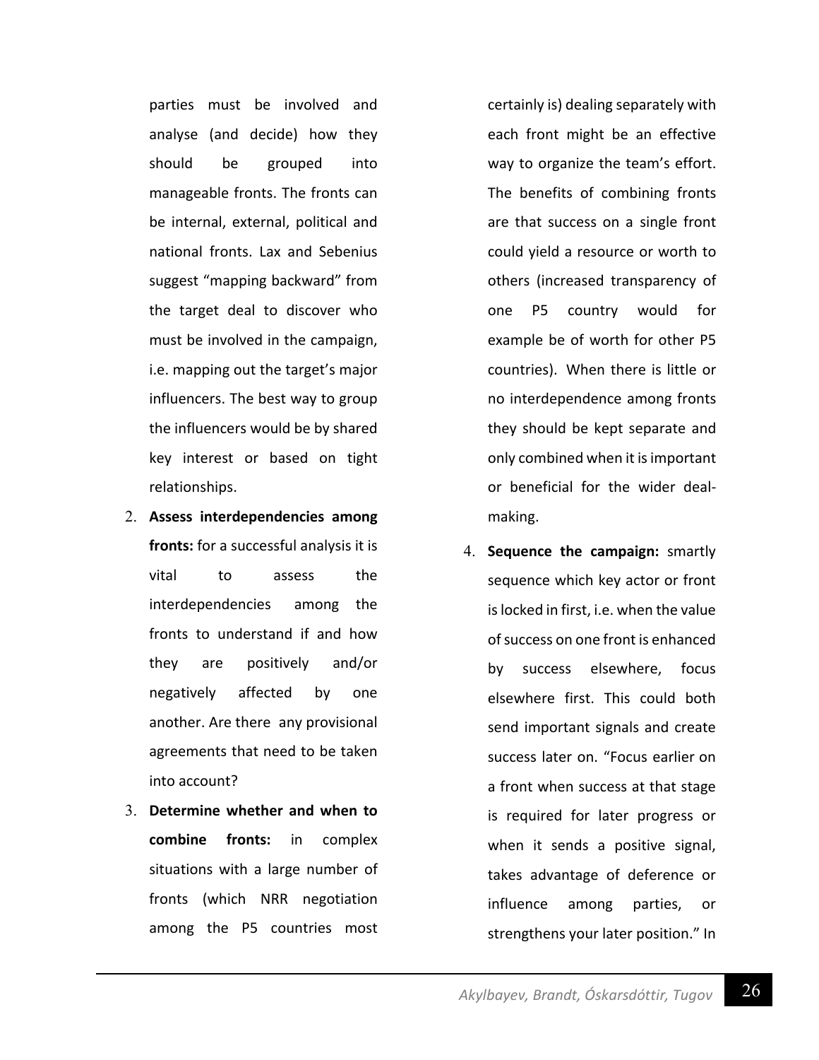parties must be involved and analyse (and decide) how they should be grouped into manageable fronts. The fronts can be internal, external, political and national fronts. Lax and Sebenius suggest "mapping backward" from the target deal to discover who must be involved in the campaign, i.e. mapping out the target's major influencers. The best way to group the influencers would be by shared key interest or based on tight relationships.

2. **Assess interdependencies among fronts:** for a successful analysis it is vital to assess the interdependencies among the fronts to understand if and how they are positively and/or negatively affected by one another. Are there any provisional agreements that need to be taken into account?
3. **Determine whether and when to combine fronts:** in complex situations with a large number of fronts (which NRR negotiation among the P5 countries most certainly is) dealing separately with each front might be an effective way to organize the team's effort. The benefits of combining fronts are that success on a single front could yield a resource or worth to others (increased transparency of one P5 country would for example be of worth for other P5 countries). When there is little or no interdependence among fronts they should be kept separate and only combined when it is important or beneficial for the wider deal-making.
4. **Sequence the campaign:** smartly sequence which key actor or front is locked in first, i.e. when the value of success on one front is enhanced by success elsewhere, focus elsewhere first. This could both send important signals and create success later on. "Focus earlier on a front when success at that stage is required for later progress or when it sends a positive signal, takes advantage of deference or influence among parties, or strengthens your later position." In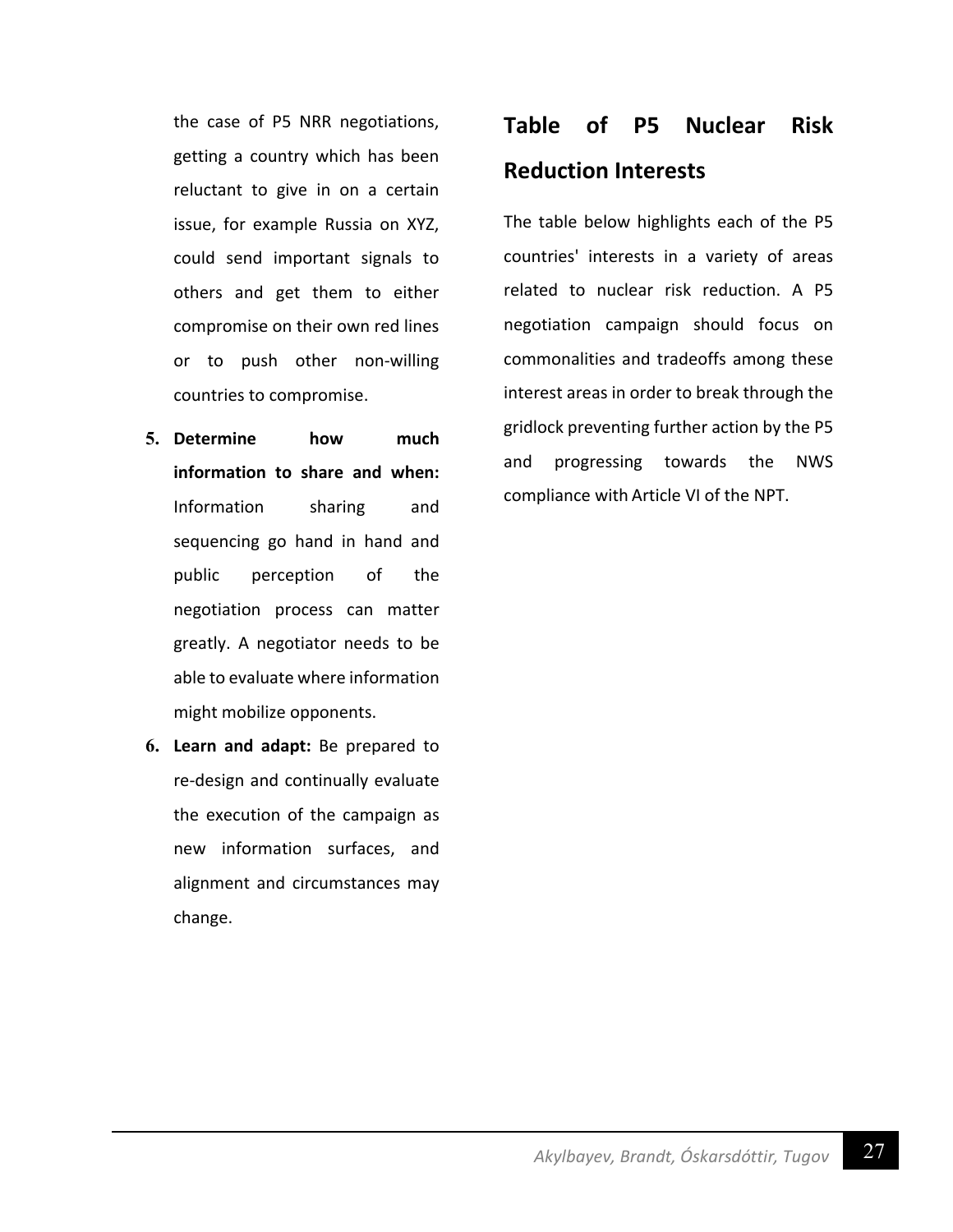the case of P5 NRR negotiations, getting a country which has been reluctant to give in on a certain issue, for example Russia on XYZ, could send important signals to others and get them to either compromise on their own red lines or to push other non-willing countries to compromise.

5. **Determine how much information to share and when:** Information sharing and sequencing go hand in hand and public perception of the negotiation process can matter greatly. A negotiator needs to be able to evaluate where information might mobilize opponents.
6. **Learn and adapt:** Be prepared to re-design and continually evaluate the execution of the campaign as new information surfaces, and alignment and circumstances may change.

## Table of P5 Nuclear Risk Reduction Interests

The table below highlights each of the P5 countries' interests in a variety of areas related to nuclear risk reduction. A P5 negotiation campaign should focus on commonalities and tradeoffs among these interest areas in order to break through the gridlock preventing further action by the P5 and progressing towards the NWS compliance with Article VI of the NPT.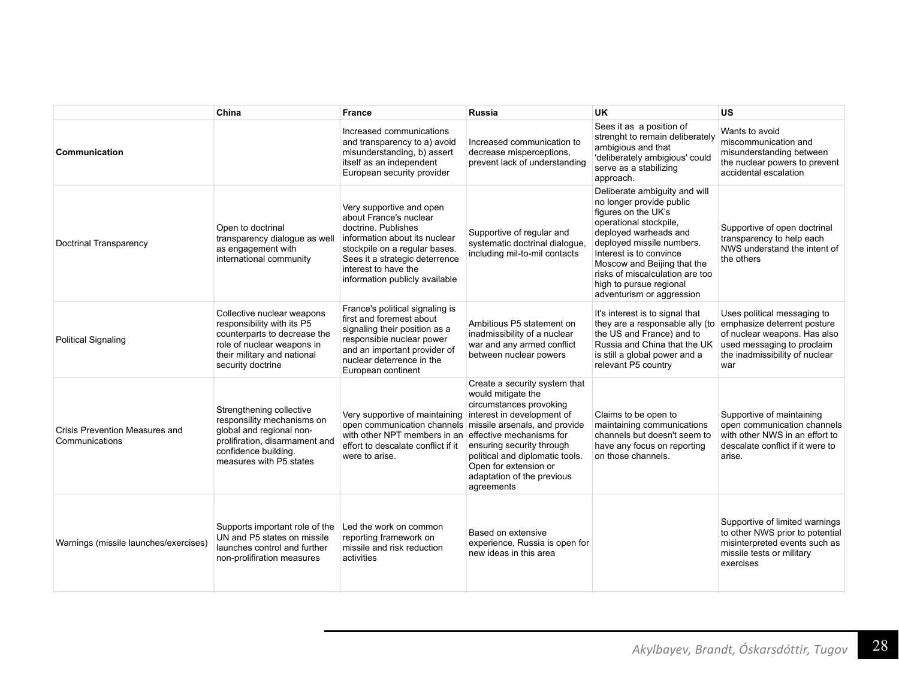| | China | France | Russia | UK | US |
|---|---|---|---|---|---|
| **Communication** | | Increased communications and transparency to a) avoid misunderstanding, b) assert itself as an independent European security provider | Increased communication to decrease misperceptions, prevent lack of understanding | Sees it as a position of strenght to remain deliberately ambigious and that 'deliberately ambigious' could serve as a stabilizing approach. | Wants to avoid miscommunication and misunderstanding between the nuclear powers to prevent accidental escalation |
| Doctrinal Transparency | Open to doctrinal transparency dialogue as well as engagement with international community | Very supportive and open about France's nuclear doctrine. Publishes information about its nuclear stockpile on a regular bases. Sees it a strategic deterrence interest to have the information publicly available | Supportive of regular and systematic doctrinal dialogue, including mil-to-mil contacts | Deliberate ambiguity and will no longer provide public figures on the UK's operational stockpile, deployed warheads and deployed missile numbers. Interest is to convince Moscow and Beijing that the risks of miscalculation are too high to pursue regional adventurism or aggression | Supportive of open doctrinal transparency to help each NWS understand the intent of the others |
| Political Signaling | Collective nuclear weapons responsibility with its P5 counterparts to decrease the role of nuclear weapons in their military and national security doctrine | France's political signaling is first and foremost about signaling their position as a responsible nuclear power and an important provider of nuclear deterrence in the European continent | Ambitious P5 statement on inadmissibility of a nuclear war and any armed conflict between nuclear powers | It's interest is to signal that they are a responsable ally (to the US and France) and to Russia and China that the UK is still a global power and a relevant P5 country | Uses political messaging to emphasize deterrent posture of nuclear weapons. Has also used messaging to proclaim the inadmissibility of nuclear war |
| Crisis Prevention Measures and Communications | Strengthening collective responsility mechanisms on global and regional non-prolifiration, disarmament and confidence building. measures with P5 states | Very supportive of maintaining open communication channels with other NPT members in an effort to descalate conflict if it were to arise. | Create a security system that would mitigate the circumstances provoking interest in development of missile arsenals, and provide effective mechanisms for ensuring security through political and diplomatic tools. Open for extension or adaptation of the previous agreements | Claims to be open to maintaining communications channels but doesn't seem to have any focus on reporting on those channels. | Supportive of maintaining open communication channels with other NWS in an effort to descalate conflict if it were to arise. |
| Warnings (missile launches/exercises) | Supports important role of the UN and P5 states on missile launches control and further non-proliferation measures | Led the work on common reporting framework on missile and risk reduction activities | Based on extensive experience, Russia is open for new ideas in this area | | Supportive of limited warnings to other NWS prior to potential misinterpreted events such as missile tests or military exercises |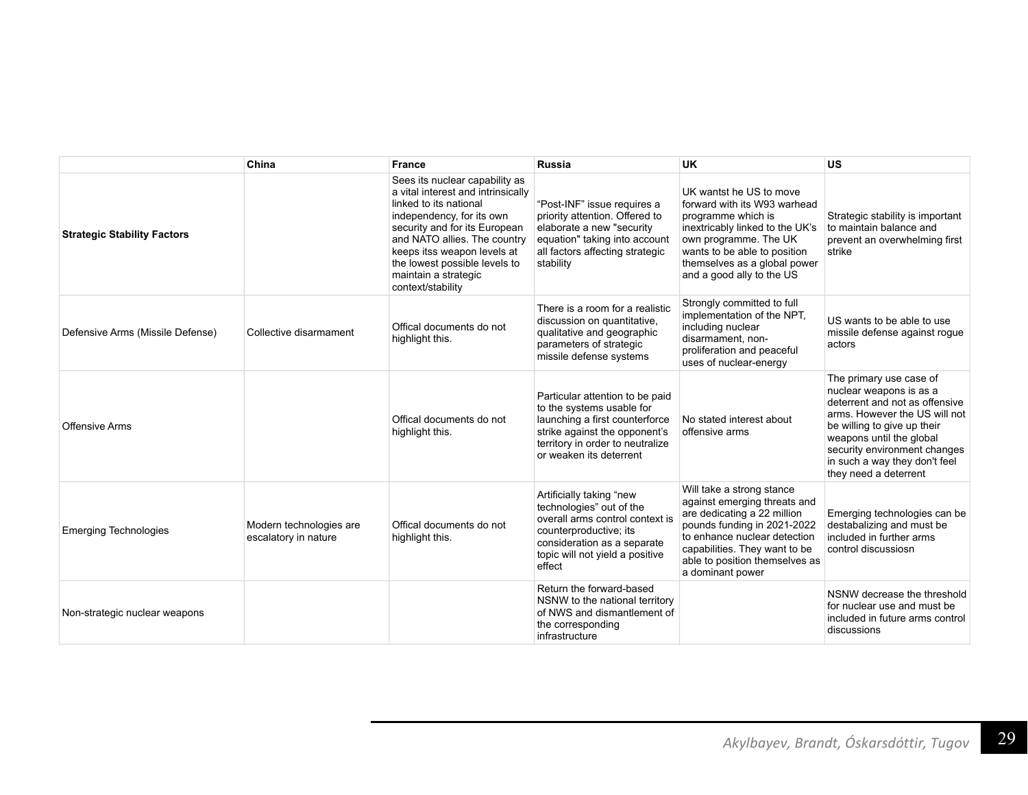| | China | France | Russia | UK | US |
|---|---|---|---|---|---|
| **Strategic Stability Factors** | | Sees its nuclear capability as a vital interest and intrinsically linked to its national independency, for its own security and for its European and NATO allies. The country keeps itss weapon levels at the lowest possible levels to maintain a strategic context/stability | "Post-INF" issue requires a priority attention. Offered to elaborate a new "security equation" taking into account all factors affecting strategic stability | UK wantst he US to move forward with its W93 warhead programme which is inextricably linked to the UK's own programme. The UK wants to be able to position themselves as a global power and a good ally to the US | Strategic stability is important to maintain balance and prevent an overwhelming first strike |
| Defensive Arms (Missile Defense) | Collective disarmament | Offical documents do not highlight this. | There is a room for a realistic discussion on quantitative, qualitative and geographic parameters of strategic missile defense systems | Strongly committed to full implementation of the NPT, including nuclear disarmament, non-proliferation and peaceful uses of nuclear-energy | US wants to be able to use missile defense against rogue actors |
| Offensive Arms | | Offical documents do not highlight this. | Particular attention to be paid to the systems usable for launching a first counterforce strike against the opponent's territory in order to neutralize or weaken its deterrent | No stated interest about offensive arms | The primary use case of nuclear weapons is as a deterrent and not as offensive arms. However the US will not be willing to give up their weapons until the global security environment changes in such a way they don't feel they need a deterrent |
| Emerging Technologies | Modern technologies are escalatory in nature | Offical documents do not highlight this. | Artificially taking "new technologies" out of the overall arms control context is counterproductive; its consideration as a separate topic will not yield a positive effect | Will take a strong stance against emerging threats and are dedicating a 22 million pounds funding in 2021-2022 to enhance nuclear detection capabilities. They want to be able to position themselves as a dominant power | Emerging technologies can be destabalizing and must be included in further arms control discussiosn |
| Non-strategic nuclear weapons | | | Return the forward-based NSNW to the national territory of NWS and dismantlement of the corresponding infrastructure | | NSNW decrease the threshold for nuclear use and must be included in future arms control discussions |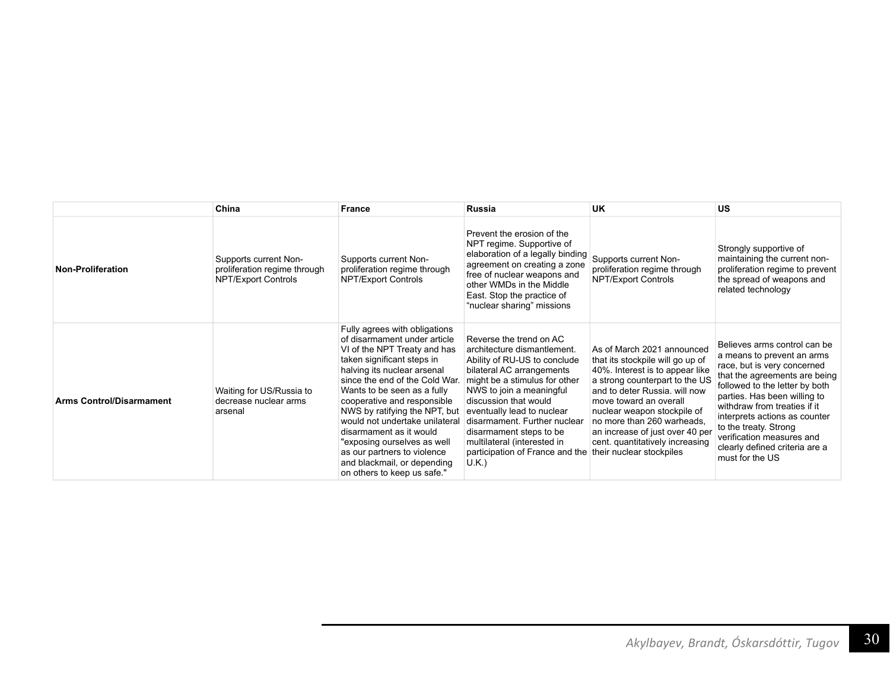| | China | France | Russia | UK | US |
|---|---|---|---|---|---|
| **Non-Proliferation** | Supports current Non-proliferation regime through NPT/Export Controls | Supports current Non-proliferation regime through NPT/Export Controls | Prevent the erosion of the NPT regime. Supportive of elaboration of a legally binding agreement on creating a zone free of nuclear weapons and other WMDs in the Middle East. Stop the practice of "nuclear sharing" missions | Supports current Non-proliferation regime through NPT/Export Controls | Strongly supportive of maintaining the current non-proliferation regime to prevent the spread of weapons and related technology |
| **Arms Control/Disarmament** | Waiting for US/Russia to decrease nuclear arms arsenal | Fully agrees with obligations of disarmament under article VI of the NPT Treaty and has taken significant steps in halving its nuclear arsenal since the end of the Cold War. Wants to be seen as a fully cooperative and responsible NWS by ratifying the NPT, but would not undertake unilateral disarmament as it would "exposing ourselves as well as our partners to violence and blackmail, or depending on others to keep us safe." | Reverse the trend on AC architecture dismantlement. Ability of RU-US to conclude bilateral AC arrangements might be a stimulus for other NWS to join a meaningful discussion that would eventually lead to nuclear disarmament. Further nuclear disarmament steps to be multilateral (interested in participation of France and the U.K.) | As of March 2021 announced that its stockpile will go up of 40%. Interest is to appear like a strong counterpart to the US and to deter Russia. will now move toward an overall nuclear weapon stockpile of no more than 260 warheads, an increase of just over 40 per cent. quantitatively increasing their nuclear stockpiles | Believes arms control can be a means to prevent an arms race, but is very concerned that the agreements are being followed to the letter by both parties. Has been willing to withdraw from treaties if it interprets actions as counter to the treaty. Strong verification measures and clearly defined criteria are a must for the US |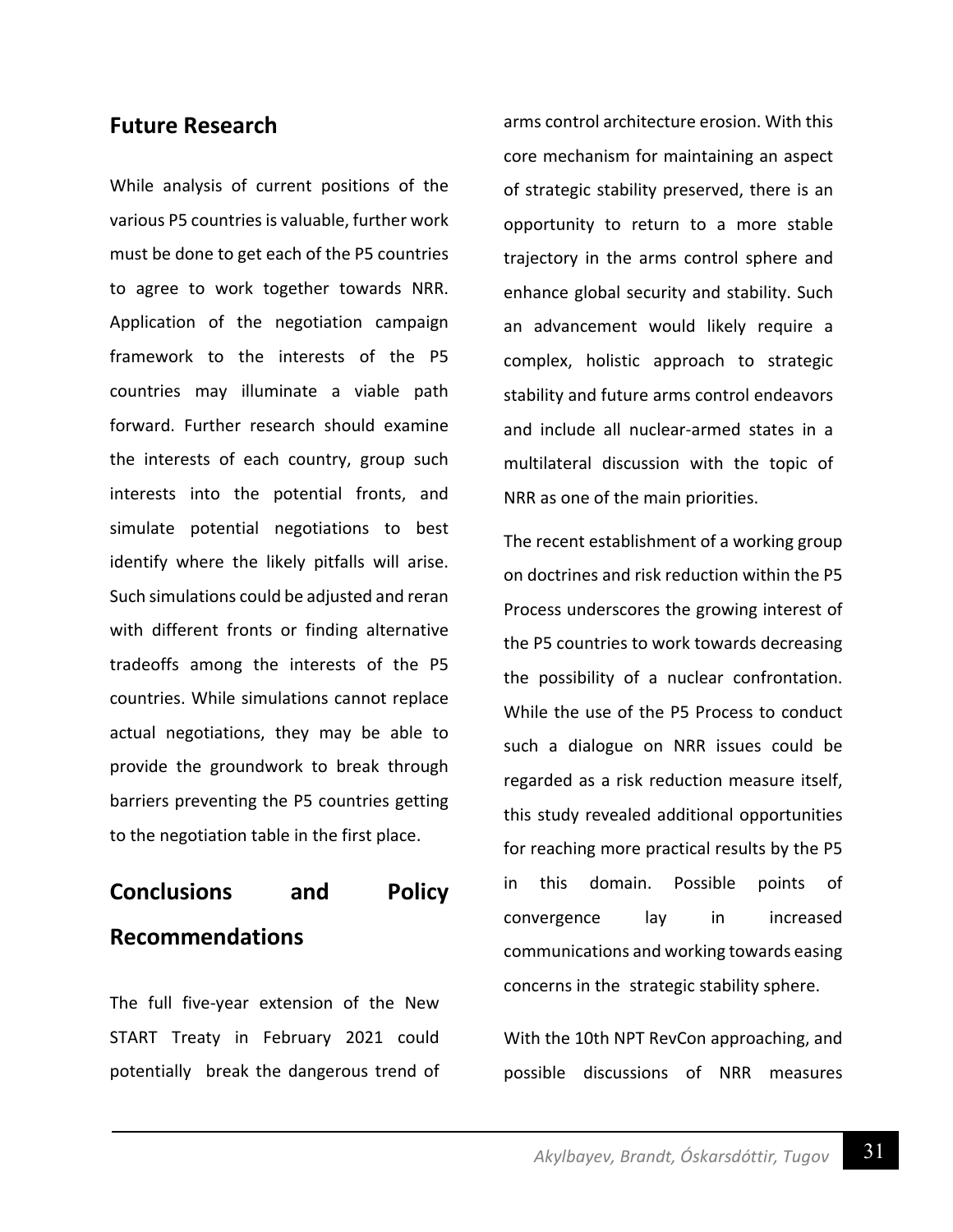## Future Research

While analysis of current positions of the various P5 countries is valuable, further work must be done to get each of the P5 countries to agree to work together towards NRR. Application of the negotiation campaign framework to the interests of the P5 countries may illuminate a viable path forward. Further research should examine the interests of each country, group such interests into the potential fronts, and simulate potential negotiations to best identify where the likely pitfalls will arise. Such simulations could be adjusted and reran with different fronts or finding alternative tradeoffs among the interests of the P5 countries. While simulations cannot replace actual negotiations, they may be able to provide the groundwork to break through barriers preventing the P5 countries getting to the negotiation table in the first place.

## Conclusions and Policy Recommendations

The full five-year extension of the New START Treaty in February 2021 could potentially break the dangerous trend of arms control architecture erosion. With this core mechanism for maintaining an aspect of strategic stability preserved, there is an opportunity to return to a more stable trajectory in the arms control sphere and enhance global security and stability. Such an advancement would likely require a complex, holistic approach to strategic stability and future arms control endeavors and include all nuclear-armed states in a multilateral discussion with the topic of NRR as one of the main priorities.

The recent establishment of a working group on doctrines and risk reduction within the P5 Process underscores the growing interest of the P5 countries to work towards decreasing the possibility of a nuclear confrontation. While the use of the P5 Process to conduct such a dialogue on NRR issues could be regarded as a risk reduction measure itself, this study revealed additional opportunities for reaching more practical results by the P5 in this domain. Possible points of convergence lay in increased communications and working towards easing concerns in the strategic stability sphere.

With the 10th NPT RevCon approaching, and possible discussions of NRR measures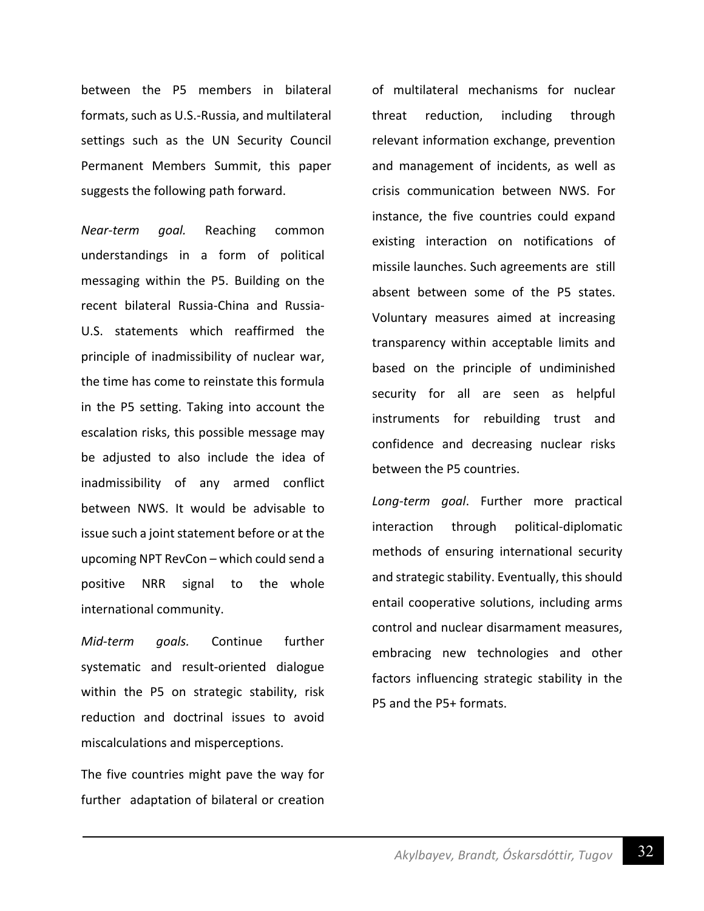between the P5 members in bilateral formats, such as U.S.-Russia, and multilateral settings such as the UN Security Council Permanent Members Summit, this paper suggests the following path forward.

*Near-term goal.* Reaching common understandings in a form of political messaging within the P5. Building on the recent bilateral Russia-China and Russia-U.S. statements which reaffirmed the principle of inadmissibility of nuclear war, the time has come to reinstate this formula in the P5 setting. Taking into account the escalation risks, this possible message may be adjusted to also include the idea of inadmissibility of any armed conflict between NWS. It would be advisable to issue such a joint statement before or at the upcoming NPT RevCon – which could send a positive NRR signal to the whole international community.

*Mid-term goals.* Continue further systematic and result-oriented dialogue within the P5 on strategic stability, risk reduction and doctrinal issues to avoid miscalculations and misperceptions.

The five countries might pave the way for further adaptation of bilateral or creation of multilateral mechanisms for nuclear threat reduction, including through relevant information exchange, prevention and management of incidents, as well as crisis communication between NWS. For instance, the five countries could expand existing interaction on notifications of missile launches. Such agreements are still absent between some of the P5 states. Voluntary measures aimed at increasing transparency within acceptable limits and based on the principle of undiminished security for all are seen as helpful instruments for rebuilding trust and confidence and decreasing nuclear risks between the P5 countries.

*Long-term goal*. Further more practical interaction through political-diplomatic methods of ensuring international security and strategic stability. Eventually, this should entail cooperative solutions, including arms control and nuclear disarmament measures, embracing new technologies and other factors influencing strategic stability in the P5 and the P5+ formats.